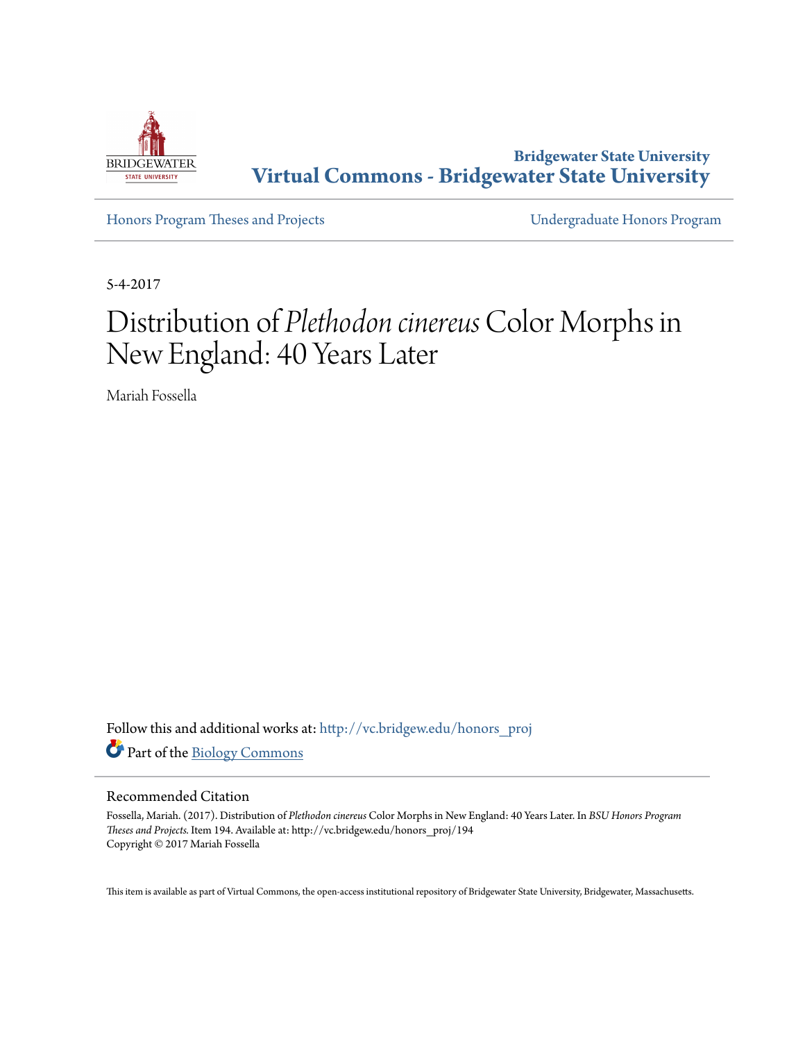Bridgewater State University

# Virtual Commons - Bridgewater State University

Honors Program Theses and Projects — Undergraduate Honors Program

5-4-2017

# Distribution of *Plethodon cinereus* Color Morphs in New England: 40 Years Later

Mariah Fossella

Follow this and additional works at: http://vc.bridgew.edu/honors_proj

Part of the Biology Commons

## Recommended Citation

Fossella, Mariah. (2017). Distribution of *Plethodon cinereus* Color Morphs in New England: 40 Years Later. In *BSU Honors Program Theses and Projects.* Item 194. Available at: http://vc.bridgew.edu/honors_proj/194
Copyright © 2017 Mariah Fossella

This item is available as part of Virtual Commons, the open-access institutional repository of Bridgewater State University, Bridgewater, Massachusetts.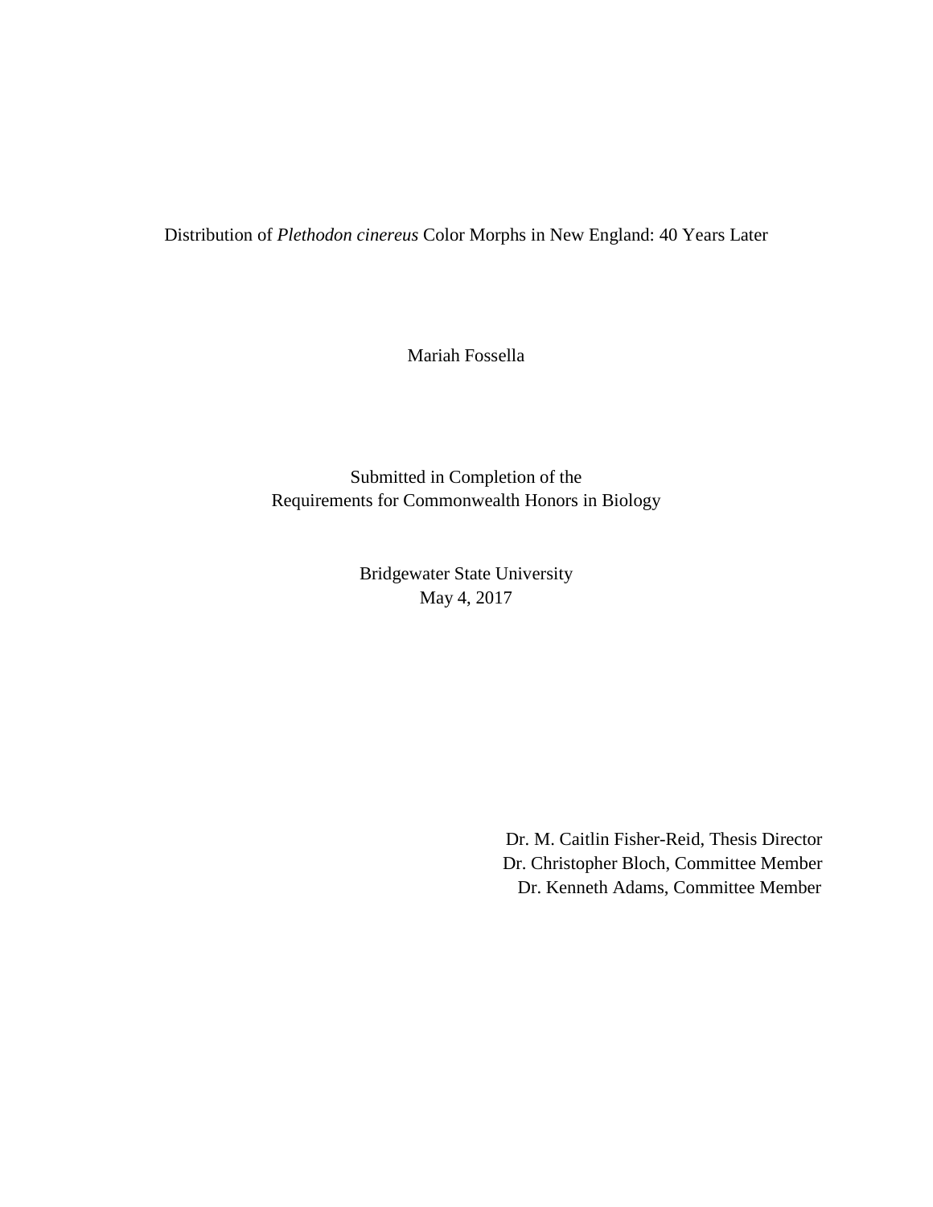Distribution of *Plethodon cinereus* Color Morphs in New England: 40 Years Later

Mariah Fossella

Submitted in Completion of the
Requirements for Commonwealth Honors in Biology

Bridgewater State University
May 4, 2017

Dr. M. Caitlin Fisher-Reid, Thesis Director
Dr. Christopher Bloch, Committee Member
Dr. Kenneth Adams, Committee Member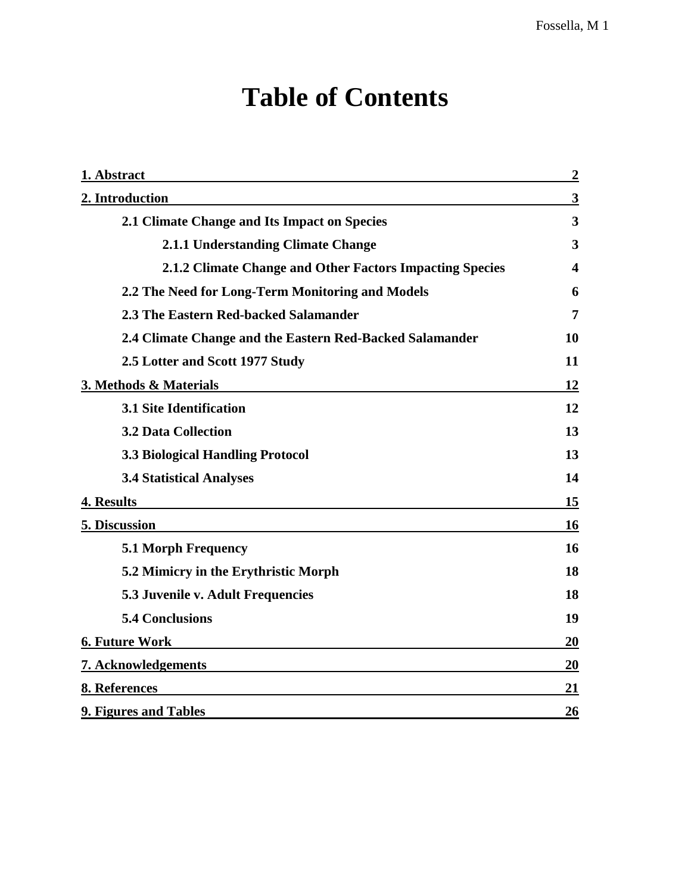# Table of Contents

| | |
|---|---|
| **1. Abstract** | **2** |
| **2. Introduction** | **3** |
| **2.1 Climate Change and Its Impact on Species** | **3** |
| **2.1.1 Understanding Climate Change** | **3** |
| **2.1.2 Climate Change and Other Factors Impacting Species** | **4** |
| **2.2 The Need for Long-Term Monitoring and Models** | **6** |
| **2.3 The Eastern Red-backed Salamander** | **7** |
| **2.4 Climate Change and the Eastern Red-Backed Salamander** | **10** |
| **2.5 Lotter and Scott 1977 Study** | **11** |
| **3. Methods & Materials** | **12** |
| **3.1 Site Identification** | **12** |
| **3.2 Data Collection** | **13** |
| **3.3 Biological Handling Protocol** | **13** |
| **3.4 Statistical Analyses** | **14** |
| **4. Results** | **15** |
| **5. Discussion** | **16** |
| **5.1 Morph Frequency** | **16** |
| **5.2 Mimicry in the Erythristic Morph** | **18** |
| **5.3 Juvenile v. Adult Frequencies** | **18** |
| **5.4 Conclusions** | **19** |
| **6. Future Work** | **20** |
| **7. Acknowledgements** | **20** |
| **8. References** | **21** |
| **9. Figures and Tables** | **26** |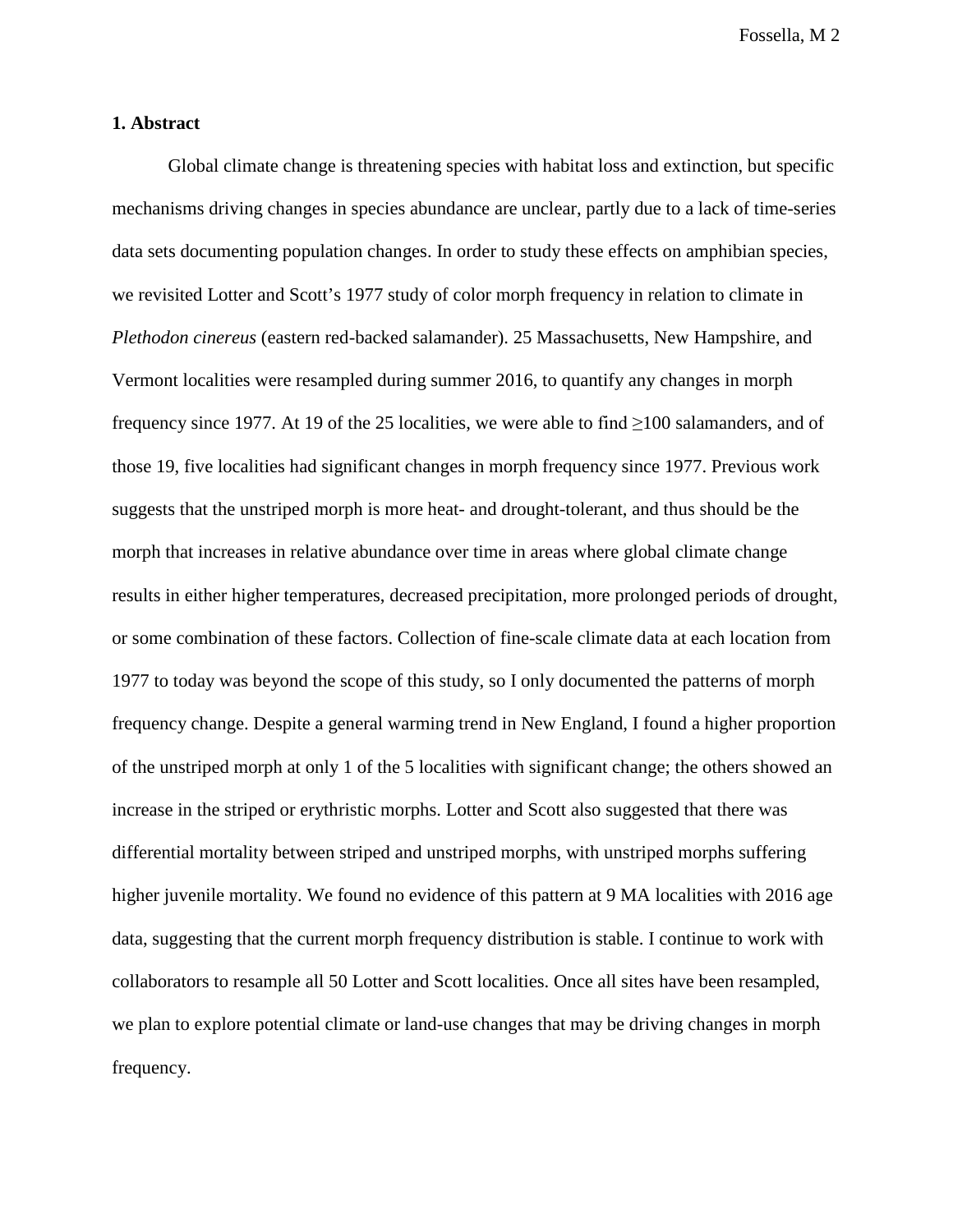## 1. Abstract

Global climate change is threatening species with habitat loss and extinction, but specific mechanisms driving changes in species abundance are unclear, partly due to a lack of time-series data sets documenting population changes. In order to study these effects on amphibian species, we revisited Lotter and Scott's 1977 study of color morph frequency in relation to climate in *Plethodon cinereus* (eastern red-backed salamander). 25 Massachusetts, New Hampshire, and Vermont localities were resampled during summer 2016, to quantify any changes in morph frequency since 1977. At 19 of the 25 localities, we were able to find ≥100 salamanders, and of those 19, five localities had significant changes in morph frequency since 1977. Previous work suggests that the unstriped morph is more heat- and drought-tolerant, and thus should be the morph that increases in relative abundance over time in areas where global climate change results in either higher temperatures, decreased precipitation, more prolonged periods of drought, or some combination of these factors. Collection of fine-scale climate data at each location from 1977 to today was beyond the scope of this study, so I only documented the patterns of morph frequency change. Despite a general warming trend in New England, I found a higher proportion of the unstriped morph at only 1 of the 5 localities with significant change; the others showed an increase in the striped or erythristic morphs. Lotter and Scott also suggested that there was differential mortality between striped and unstriped morphs, with unstriped morphs suffering higher juvenile mortality. We found no evidence of this pattern at 9 MA localities with 2016 age data, suggesting that the current morph frequency distribution is stable. I continue to work with collaborators to resample all 50 Lotter and Scott localities. Once all sites have been resampled, we plan to explore potential climate or land-use changes that may be driving changes in morph frequency.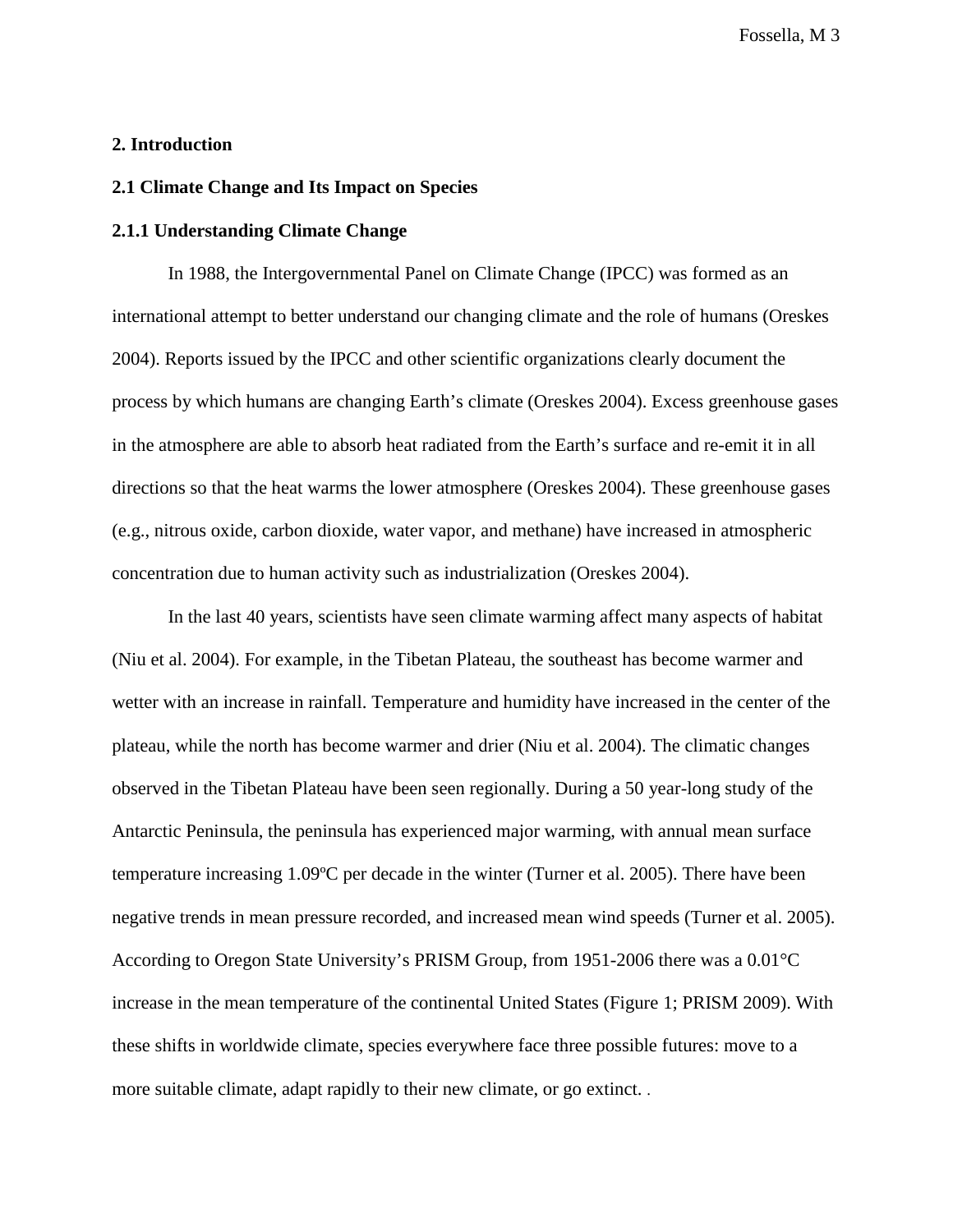## 2. Introduction

### 2.1 Climate Change and Its Impact on Species

#### 2.1.1 Understanding Climate Change

In 1988, the Intergovernmental Panel on Climate Change (IPCC) was formed as an international attempt to better understand our changing climate and the role of humans (Oreskes 2004). Reports issued by the IPCC and other scientific organizations clearly document the process by which humans are changing Earth's climate (Oreskes 2004). Excess greenhouse gases in the atmosphere are able to absorb heat radiated from the Earth's surface and re-emit it in all directions so that the heat warms the lower atmosphere (Oreskes 2004). These greenhouse gases (e.g., nitrous oxide, carbon dioxide, water vapor, and methane) have increased in atmospheric concentration due to human activity such as industrialization (Oreskes 2004).

In the last 40 years, scientists have seen climate warming affect many aspects of habitat (Niu et al. 2004). For example, in the Tibetan Plateau, the southeast has become warmer and wetter with an increase in rainfall. Temperature and humidity have increased in the center of the plateau, while the north has become warmer and drier (Niu et al. 2004). The climatic changes observed in the Tibetan Plateau have been seen regionally. During a 50 year-long study of the Antarctic Peninsula, the peninsula has experienced major warming, with annual mean surface temperature increasing 1.09ºC per decade in the winter (Turner et al. 2005). There have been negative trends in mean pressure recorded, and increased mean wind speeds (Turner et al. 2005). According to Oregon State University's PRISM Group, from 1951-2006 there was a 0.01°C increase in the mean temperature of the continental United States (Figure 1; PRISM 2009). With these shifts in worldwide climate, species everywhere face three possible futures: move to a more suitable climate, adapt rapidly to their new climate, or go extinct. .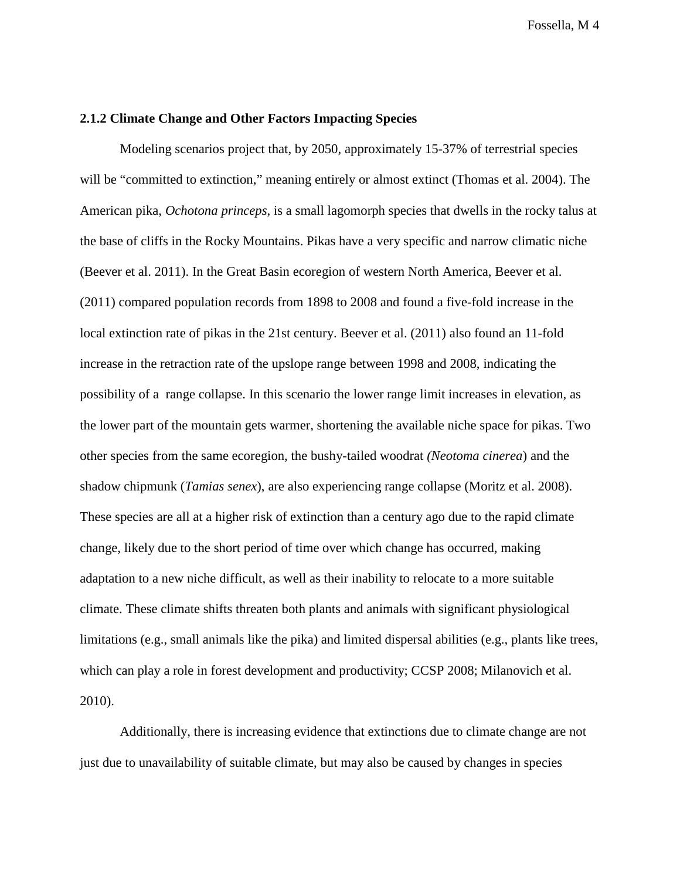### 2.1.2 Climate Change and Other Factors Impacting Species

Modeling scenarios project that, by 2050, approximately 15-37% of terrestrial species will be "committed to extinction," meaning entirely or almost extinct (Thomas et al. 2004). The American pika, *Ochotona princeps*, is a small lagomorph species that dwells in the rocky talus at the base of cliffs in the Rocky Mountains. Pikas have a very specific and narrow climatic niche (Beever et al. 2011). In the Great Basin ecoregion of western North America, Beever et al. (2011) compared population records from 1898 to 2008 and found a five-fold increase in the local extinction rate of pikas in the 21st century. Beever et al. (2011) also found an 11-fold increase in the retraction rate of the upslope range between 1998 and 2008, indicating the possibility of a range collapse. In this scenario the lower range limit increases in elevation, as the lower part of the mountain gets warmer, shortening the available niche space for pikas. Two other species from the same ecoregion, the bushy-tailed woodrat *(Neotoma cinerea*) and the shadow chipmunk (*Tamias senex*), are also experiencing range collapse (Moritz et al. 2008). These species are all at a higher risk of extinction than a century ago due to the rapid climate change, likely due to the short period of time over which change has occurred, making adaptation to a new niche difficult, as well as their inability to relocate to a more suitable climate. These climate shifts threaten both plants and animals with significant physiological limitations (e.g., small animals like the pika) and limited dispersal abilities (e.g., plants like trees, which can play a role in forest development and productivity; CCSP 2008; Milanovich et al. 2010).

Additionally, there is increasing evidence that extinctions due to climate change are not just due to unavailability of suitable climate, but may also be caused by changes in species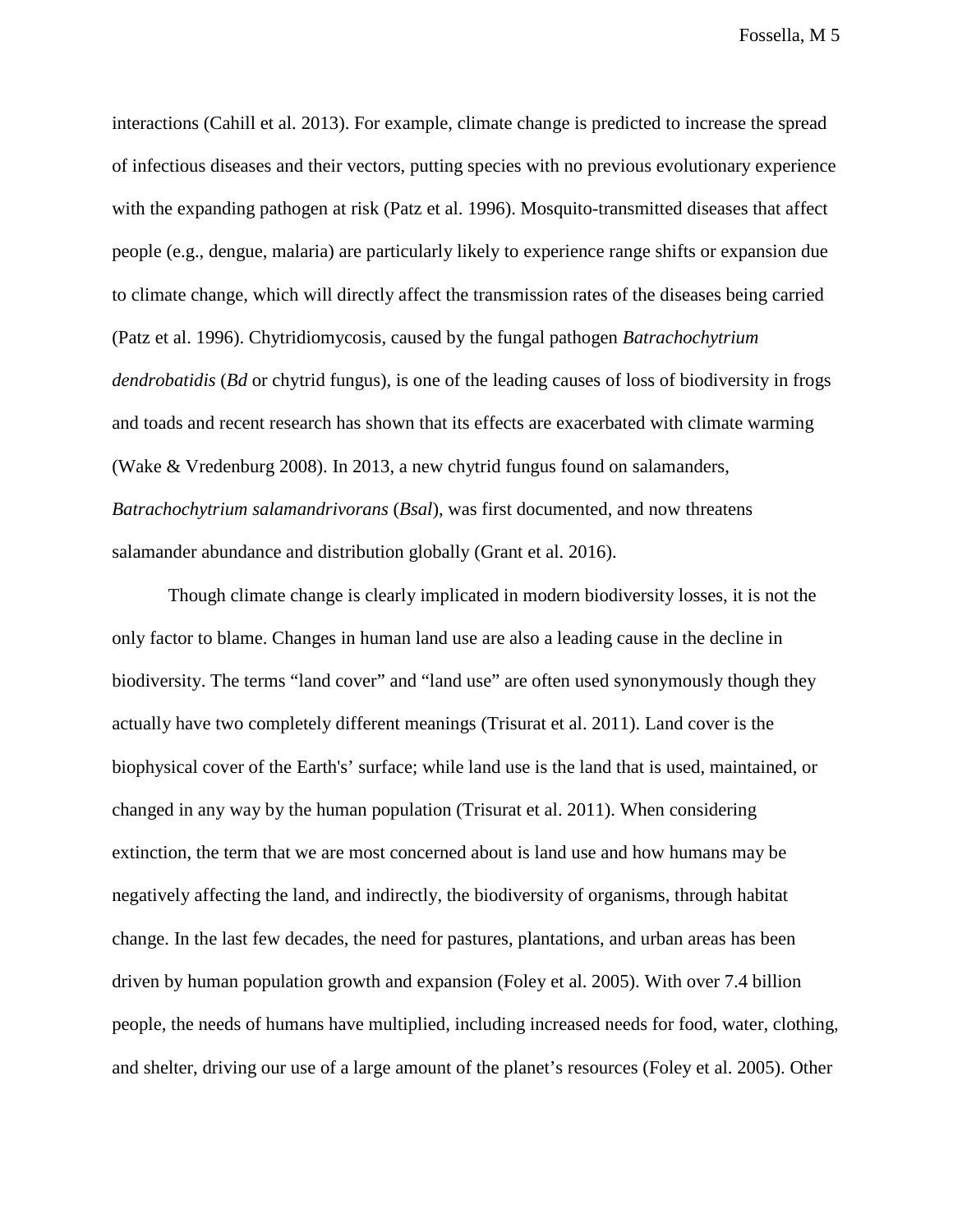interactions (Cahill et al. 2013). For example, climate change is predicted to increase the spread of infectious diseases and their vectors, putting species with no previous evolutionary experience with the expanding pathogen at risk (Patz et al. 1996). Mosquito-transmitted diseases that affect people (e.g., dengue, malaria) are particularly likely to experience range shifts or expansion due to climate change, which will directly affect the transmission rates of the diseases being carried (Patz et al. 1996). Chytridiomycosis, caused by the fungal pathogen *Batrachochytrium dendrobatidis* (*Bd* or chytrid fungus), is one of the leading causes of loss of biodiversity in frogs and toads and recent research has shown that its effects are exacerbated with climate warming (Wake & Vredenburg 2008). In 2013, a new chytrid fungus found on salamanders, *Batrachochytrium salamandrivorans* (*Bsal*), was first documented, and now threatens salamander abundance and distribution globally (Grant et al. 2016).

Though climate change is clearly implicated in modern biodiversity losses, it is not the only factor to blame. Changes in human land use are also a leading cause in the decline in biodiversity. The terms “land cover” and “land use” are often used synonymously though they actually have two completely different meanings (Trisurat et al. 2011). Land cover is the biophysical cover of the Earth's’ surface; while land use is the land that is used, maintained, or changed in any way by the human population (Trisurat et al. 2011). When considering extinction, the term that we are most concerned about is land use and how humans may be negatively affecting the land, and indirectly, the biodiversity of organisms, through habitat change. In the last few decades, the need for pastures, plantations, and urban areas has been driven by human population growth and expansion (Foley et al. 2005). With over 7.4 billion people, the needs of humans have multiplied, including increased needs for food, water, clothing, and shelter, driving our use of a large amount of the planet’s resources (Foley et al. 2005). Other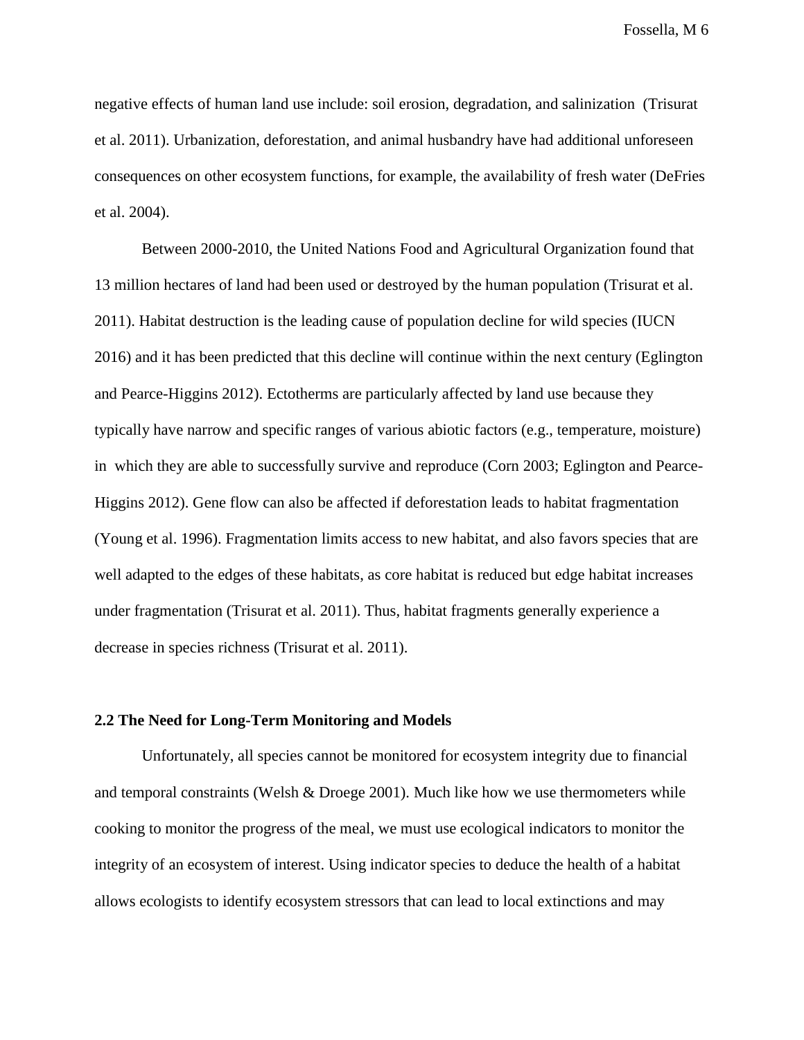negative effects of human land use include: soil erosion, degradation, and salinization (Trisurat et al. 2011). Urbanization, deforestation, and animal husbandry have had additional unforeseen consequences on other ecosystem functions, for example, the availability of fresh water (DeFries et al. 2004).

Between 2000-2010, the United Nations Food and Agricultural Organization found that 13 million hectares of land had been used or destroyed by the human population (Trisurat et al. 2011). Habitat destruction is the leading cause of population decline for wild species (IUCN 2016) and it has been predicted that this decline will continue within the next century (Eglington and Pearce-Higgins 2012). Ectotherms are particularly affected by land use because they typically have narrow and specific ranges of various abiotic factors (e.g., temperature, moisture) in which they are able to successfully survive and reproduce (Corn 2003; Eglington and Pearce-Higgins 2012). Gene flow can also be affected if deforestation leads to habitat fragmentation (Young et al. 1996). Fragmentation limits access to new habitat, and also favors species that are well adapted to the edges of these habitats, as core habitat is reduced but edge habitat increases under fragmentation (Trisurat et al. 2011). Thus, habitat fragments generally experience a decrease in species richness (Trisurat et al. 2011).

### 2.2 The Need for Long-Term Monitoring and Models

Unfortunately, all species cannot be monitored for ecosystem integrity due to financial and temporal constraints (Welsh & Droege 2001). Much like how we use thermometers while cooking to monitor the progress of the meal, we must use ecological indicators to monitor the integrity of an ecosystem of interest. Using indicator species to deduce the health of a habitat allows ecologists to identify ecosystem stressors that can lead to local extinctions and may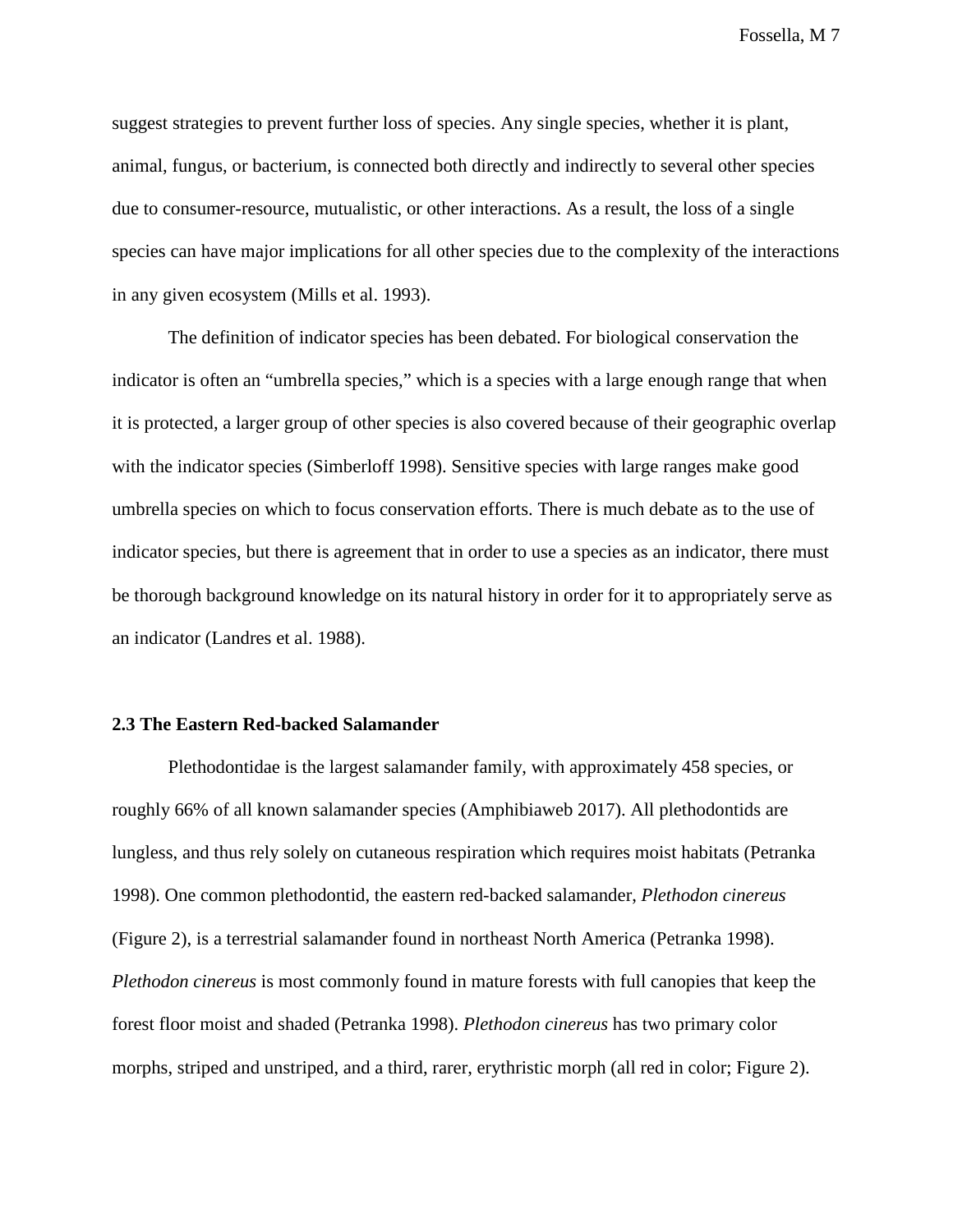suggest strategies to prevent further loss of species. Any single species, whether it is plant, animal, fungus, or bacterium, is connected both directly and indirectly to several other species due to consumer-resource, mutualistic, or other interactions. As a result, the loss of a single species can have major implications for all other species due to the complexity of the interactions in any given ecosystem (Mills et al. 1993).

The definition of indicator species has been debated. For biological conservation the indicator is often an “umbrella species,” which is a species with a large enough range that when it is protected, a larger group of other species is also covered because of their geographic overlap with the indicator species (Simberloff 1998). Sensitive species with large ranges make good umbrella species on which to focus conservation efforts. There is much debate as to the use of indicator species, but there is agreement that in order to use a species as an indicator, there must be thorough background knowledge on its natural history in order for it to appropriately serve as an indicator (Landres et al. 1988).

### 2.3 The Eastern Red-backed Salamander

Plethodontidae is the largest salamander family, with approximately 458 species, or roughly 66% of all known salamander species (Amphibiaweb 2017). All plethodontids are lungless, and thus rely solely on cutaneous respiration which requires moist habitats (Petranka 1998). One common plethodontid, the eastern red-backed salamander, *Plethodon cinereus* (Figure 2), is a terrestrial salamander found in northeast North America (Petranka 1998). *Plethodon cinereus* is most commonly found in mature forests with full canopies that keep the forest floor moist and shaded (Petranka 1998). *Plethodon cinereus* has two primary color morphs, striped and unstriped, and a third, rarer, erythristic morph (all red in color; Figure 2).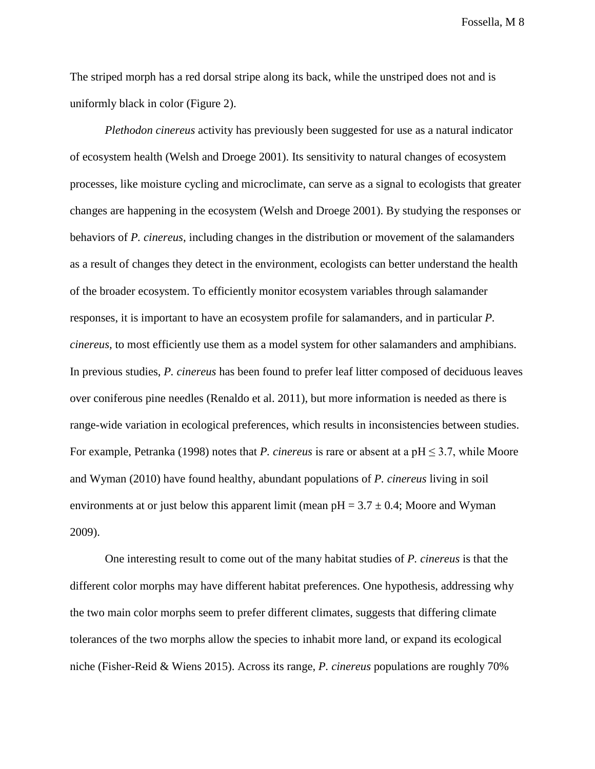The striped morph has a red dorsal stripe along its back, while the unstriped does not and is uniformly black in color (Figure 2).

*Plethodon cinereus* activity has previously been suggested for use as a natural indicator of ecosystem health (Welsh and Droege 2001). Its sensitivity to natural changes of ecosystem processes, like moisture cycling and microclimate, can serve as a signal to ecologists that greater changes are happening in the ecosystem (Welsh and Droege 2001). By studying the responses or behaviors of *P. cinereus*, including changes in the distribution or movement of the salamanders as a result of changes they detect in the environment, ecologists can better understand the health of the broader ecosystem. To efficiently monitor ecosystem variables through salamander responses, it is important to have an ecosystem profile for salamanders, and in particular *P. cinereus*, to most efficiently use them as a model system for other salamanders and amphibians. In previous studies, *P. cinereus* has been found to prefer leaf litter composed of deciduous leaves over coniferous pine needles (Renaldo et al. 2011), but more information is needed as there is range-wide variation in ecological preferences, which results in inconsistencies between studies. For example, Petranka (1998) notes that *P. cinereus* is rare or absent at a pH $\leq 3.7$, while Moore and Wyman (2010) have found healthy, abundant populations of *P. cinereus* living in soil environments at or just below this apparent limit (mean pH = $3.7 \pm 0.4$; Moore and Wyman 2009).

One interesting result to come out of the many habitat studies of *P. cinereus* is that the different color morphs may have different habitat preferences. One hypothesis, addressing why the two main color morphs seem to prefer different climates, suggests that differing climate tolerances of the two morphs allow the species to inhabit more land, or expand its ecological niche (Fisher-Reid & Wiens 2015). Across its range, *P. cinereus* populations are roughly 70%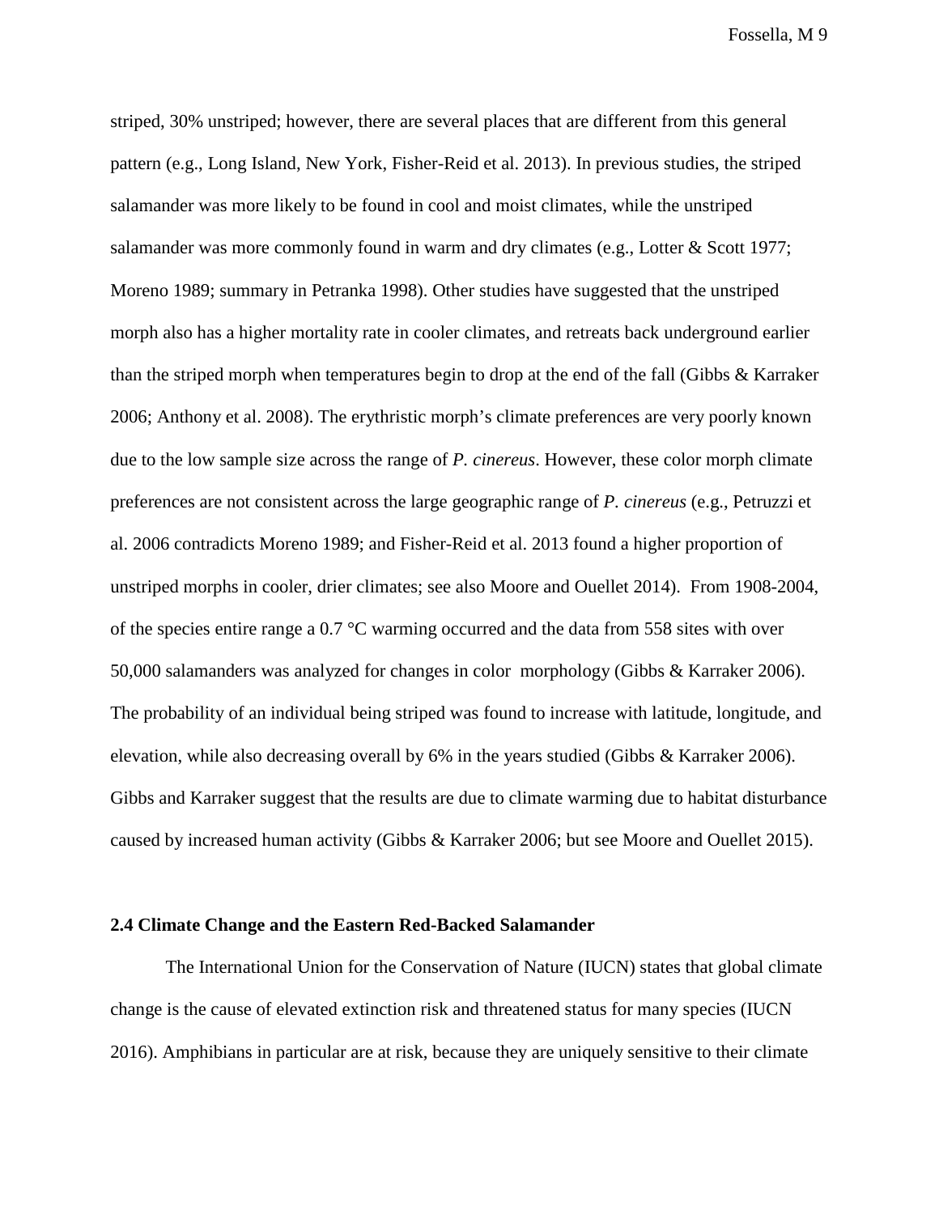striped, 30% unstriped; however, there are several places that are different from this general pattern (e.g., Long Island, New York, Fisher-Reid et al. 2013). In previous studies, the striped salamander was more likely to be found in cool and moist climates, while the unstriped salamander was more commonly found in warm and dry climates (e.g., Lotter & Scott 1977; Moreno 1989; summary in Petranka 1998). Other studies have suggested that the unstriped morph also has a higher mortality rate in cooler climates, and retreats back underground earlier than the striped morph when temperatures begin to drop at the end of the fall (Gibbs & Karraker 2006; Anthony et al. 2008). The erythristic morph's climate preferences are very poorly known due to the low sample size across the range of *P. cinereus*. However, these color morph climate preferences are not consistent across the large geographic range of *P. cinereus* (e.g., Petruzzi et al. 2006 contradicts Moreno 1989; and Fisher-Reid et al. 2013 found a higher proportion of unstriped morphs in cooler, drier climates; see also Moore and Ouellet 2014). From 1908-2004, of the species entire range a 0.7 °C warming occurred and the data from 558 sites with over 50,000 salamanders was analyzed for changes in color morphology (Gibbs & Karraker 2006). The probability of an individual being striped was found to increase with latitude, longitude, and elevation, while also decreasing overall by 6% in the years studied (Gibbs & Karraker 2006). Gibbs and Karraker suggest that the results are due to climate warming due to habitat disturbance caused by increased human activity (Gibbs & Karraker 2006; but see Moore and Ouellet 2015).

### 2.4 Climate Change and the Eastern Red-Backed Salamander

The International Union for the Conservation of Nature (IUCN) states that global climate change is the cause of elevated extinction risk and threatened status for many species (IUCN 2016). Amphibians in particular are at risk, because they are uniquely sensitive to their climate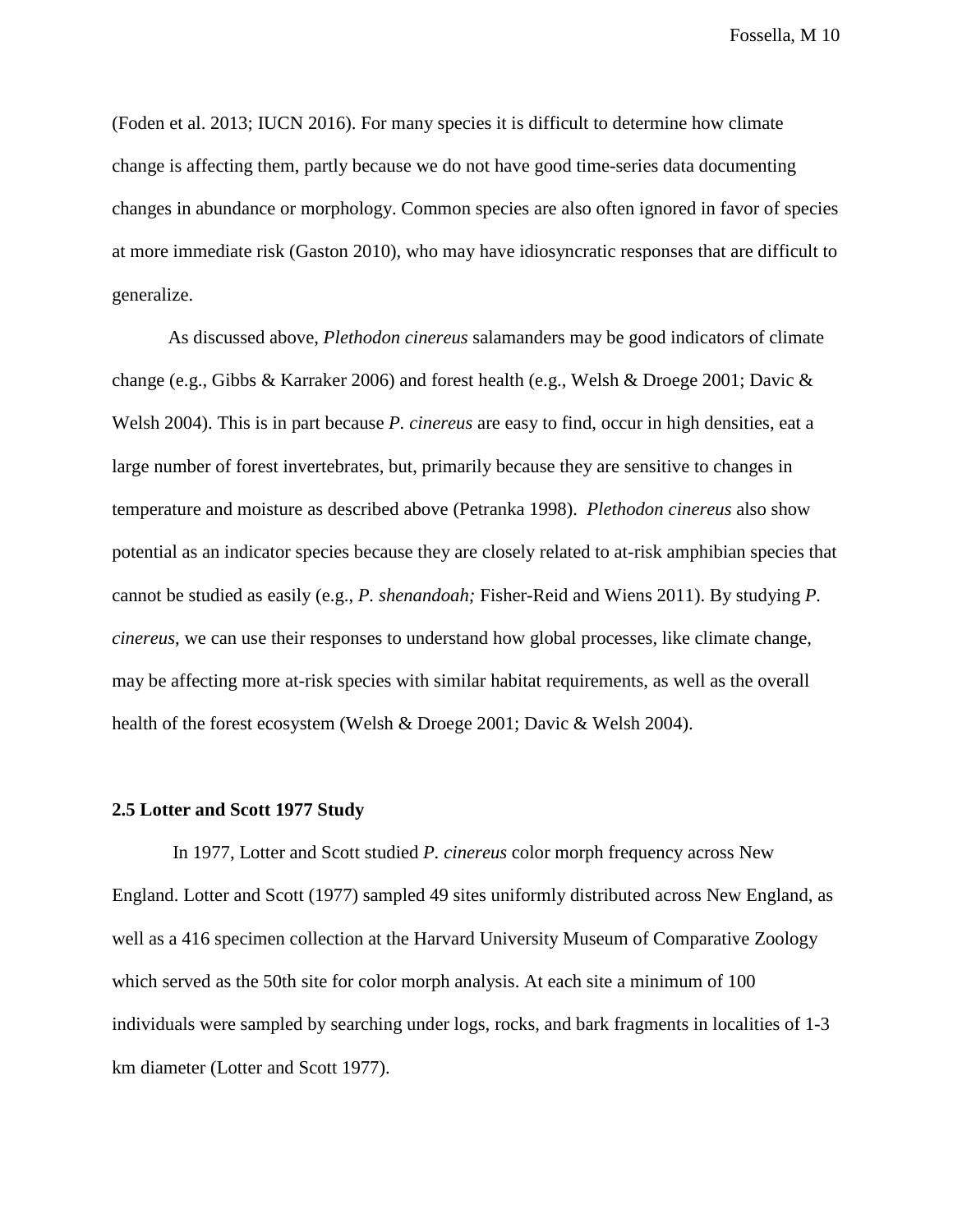(Foden et al. 2013; IUCN 2016). For many species it is difficult to determine how climate change is affecting them, partly because we do not have good time-series data documenting changes in abundance or morphology. Common species are also often ignored in favor of species at more immediate risk (Gaston 2010), who may have idiosyncratic responses that are difficult to generalize.

As discussed above, *Plethodon cinereus* salamanders may be good indicators of climate change (e.g., Gibbs & Karraker 2006) and forest health (e.g., Welsh & Droege 2001; Davic & Welsh 2004). This is in part because *P. cinereus* are easy to find, occur in high densities, eat a large number of forest invertebrates, but, primarily because they are sensitive to changes in temperature and moisture as described above (Petranka 1998). *Plethodon cinereus* also show potential as an indicator species because they are closely related to at-risk amphibian species that cannot be studied as easily (e.g., *P. shenandoah;* Fisher-Reid and Wiens 2011). By studying *P. cinereus*, we can use their responses to understand how global processes, like climate change, may be affecting more at-risk species with similar habitat requirements, as well as the overall health of the forest ecosystem (Welsh & Droege 2001; Davic & Welsh 2004).

### 2.5 Lotter and Scott 1977 Study

In 1977, Lotter and Scott studied *P. cinereus* color morph frequency across New England. Lotter and Scott (1977) sampled 49 sites uniformly distributed across New England, as well as a 416 specimen collection at the Harvard University Museum of Comparative Zoology which served as the 50th site for color morph analysis. At each site a minimum of 100 individuals were sampled by searching under logs, rocks, and bark fragments in localities of 1-3 km diameter (Lotter and Scott 1977).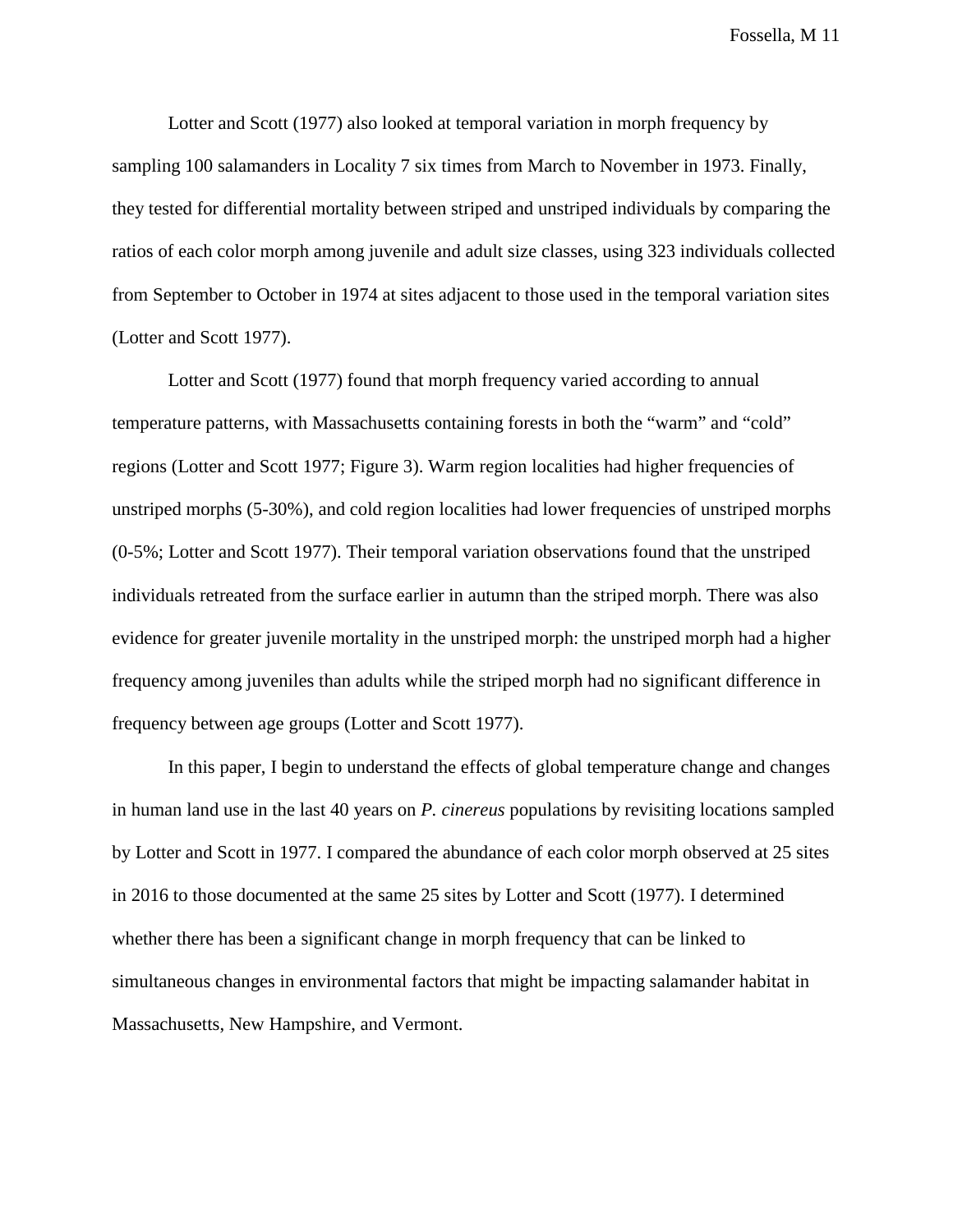Lotter and Scott (1977) also looked at temporal variation in morph frequency by sampling 100 salamanders in Locality 7 six times from March to November in 1973. Finally, they tested for differential mortality between striped and unstriped individuals by comparing the ratios of each color morph among juvenile and adult size classes, using 323 individuals collected from September to October in 1974 at sites adjacent to those used in the temporal variation sites (Lotter and Scott 1977).

Lotter and Scott (1977) found that morph frequency varied according to annual temperature patterns, with Massachusetts containing forests in both the "warm" and "cold" regions (Lotter and Scott 1977; Figure 3). Warm region localities had higher frequencies of unstriped morphs (5-30%), and cold region localities had lower frequencies of unstriped morphs (0-5%; Lotter and Scott 1977). Their temporal variation observations found that the unstriped individuals retreated from the surface earlier in autumn than the striped morph. There was also evidence for greater juvenile mortality in the unstriped morph: the unstriped morph had a higher frequency among juveniles than adults while the striped morph had no significant difference in frequency between age groups (Lotter and Scott 1977).

In this paper, I begin to understand the effects of global temperature change and changes in human land use in the last 40 years on *P. cinereus* populations by revisiting locations sampled by Lotter and Scott in 1977. I compared the abundance of each color morph observed at 25 sites in 2016 to those documented at the same 25 sites by Lotter and Scott (1977). I determined whether there has been a significant change in morph frequency that can be linked to simultaneous changes in environmental factors that might be impacting salamander habitat in Massachusetts, New Hampshire, and Vermont.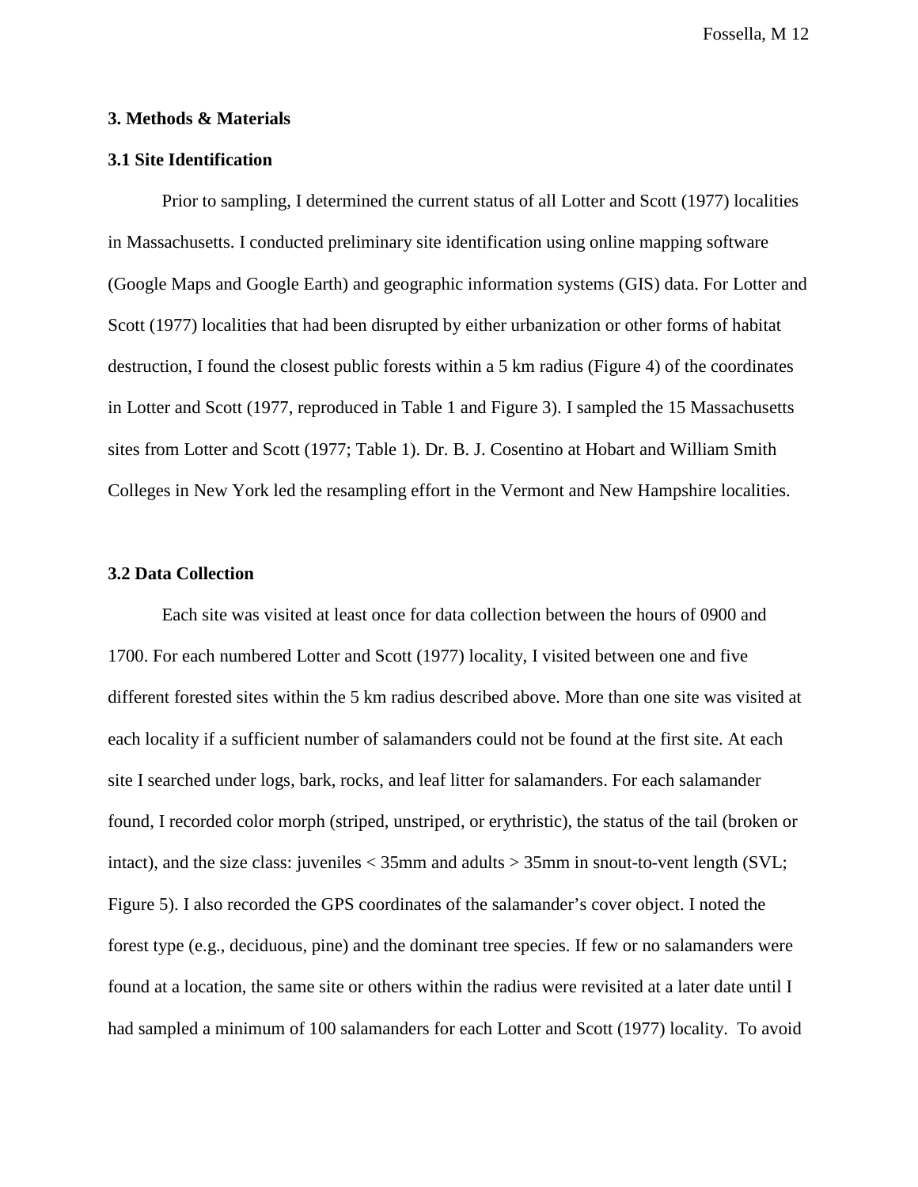### 3. Methods & Materials

### 3.1 Site Identification

Prior to sampling, I determined the current status of all Lotter and Scott (1977) localities in Massachusetts. I conducted preliminary site identification using online mapping software (Google Maps and Google Earth) and geographic information systems (GIS) data. For Lotter and Scott (1977) localities that had been disrupted by either urbanization or other forms of habitat destruction, I found the closest public forests within a 5 km radius (Figure 4) of the coordinates in Lotter and Scott (1977, reproduced in Table 1 and Figure 3). I sampled the 15 Massachusetts sites from Lotter and Scott (1977; Table 1). Dr. B. J. Cosentino at Hobart and William Smith Colleges in New York led the resampling effort in the Vermont and New Hampshire localities.

### 3.2 Data Collection

Each site was visited at least once for data collection between the hours of 0900 and 1700. For each numbered Lotter and Scott (1977) locality, I visited between one and five different forested sites within the 5 km radius described above. More than one site was visited at each locality if a sufficient number of salamanders could not be found at the first site. At each site I searched under logs, bark, rocks, and leaf litter for salamanders. For each salamander found, I recorded color morph (striped, unstriped, or erythristic), the status of the tail (broken or intact), and the size class: juveniles < 35mm and adults > 35mm in snout-to-vent length (SVL; Figure 5). I also recorded the GPS coordinates of the salamander's cover object. I noted the forest type (e.g., deciduous, pine) and the dominant tree species. If few or no salamanders were found at a location, the same site or others within the radius were revisited at a later date until I had sampled a minimum of 100 salamanders for each Lotter and Scott (1977) locality. To avoid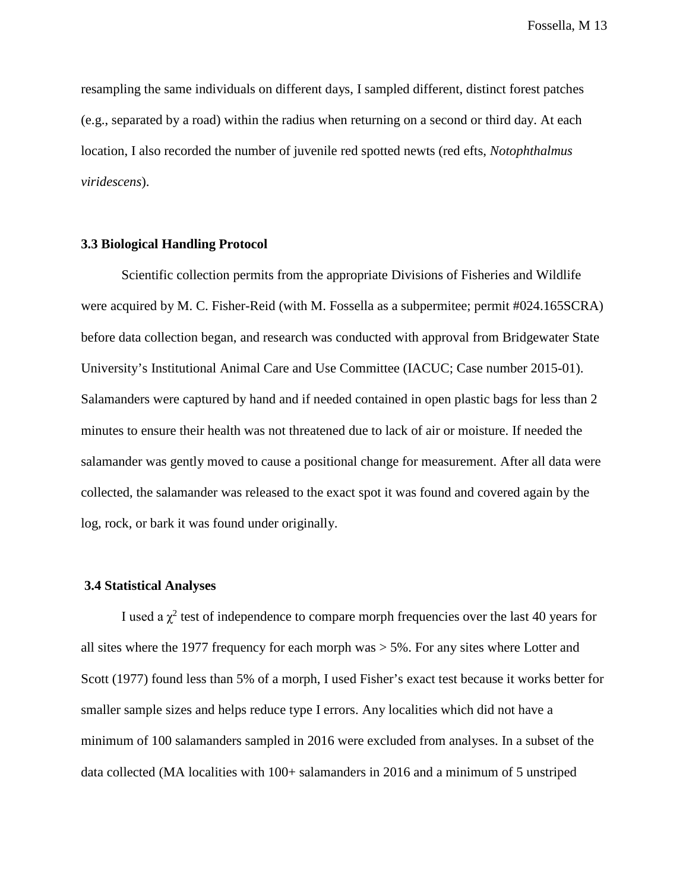resampling the same individuals on different days, I sampled different, distinct forest patches (e.g., separated by a road) within the radius when returning on a second or third day. At each location, I also recorded the number of juvenile red spotted newts (red efts, *Notophthalmus viridescens*).

### 3.3 Biological Handling Protocol

Scientific collection permits from the appropriate Divisions of Fisheries and Wildlife were acquired by M. C. Fisher-Reid (with M. Fossella as a subpermitee; permit #024.165SCRA) before data collection began, and research was conducted with approval from Bridgewater State University's Institutional Animal Care and Use Committee (IACUC; Case number 2015-01). Salamanders were captured by hand and if needed contained in open plastic bags for less than 2 minutes to ensure their health was not threatened due to lack of air or moisture. If needed the salamander was gently moved to cause a positional change for measurement. After all data were collected, the salamander was released to the exact spot it was found and covered again by the log, rock, or bark it was found under originally.

### 3.4 Statistical Analyses

I used a $\chi^2$ test of independence to compare morph frequencies over the last 40 years for all sites where the 1977 frequency for each morph was > 5%. For any sites where Lotter and Scott (1977) found less than 5% of a morph, I used Fisher's exact test because it works better for smaller sample sizes and helps reduce type I errors. Any localities which did not have a minimum of 100 salamanders sampled in 2016 were excluded from analyses. In a subset of the data collected (MA localities with 100+ salamanders in 2016 and a minimum of 5 unstriped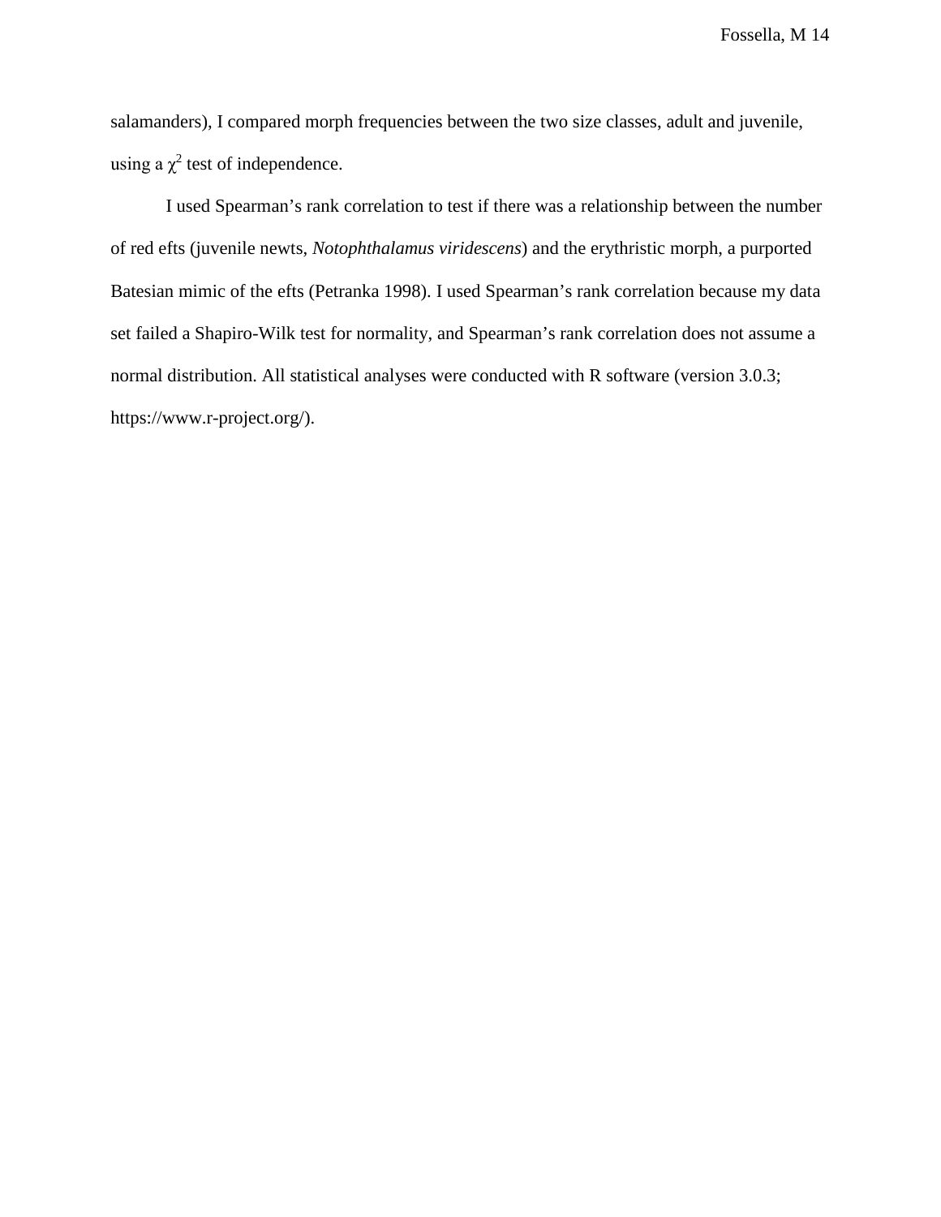salamanders), I compared morph frequencies between the two size classes, adult and juvenile, using a $\chi^2$ test of independence.

I used Spearman's rank correlation to test if there was a relationship between the number of red efts (juvenile newts, *Notophthalamus viridescens*) and the erythristic morph, a purported Batesian mimic of the efts (Petranka 1998). I used Spearman's rank correlation because my data set failed a Shapiro-Wilk test for normality, and Spearman's rank correlation does not assume a normal distribution. All statistical analyses were conducted with R software (version 3.0.3; https://www.r-project.org/).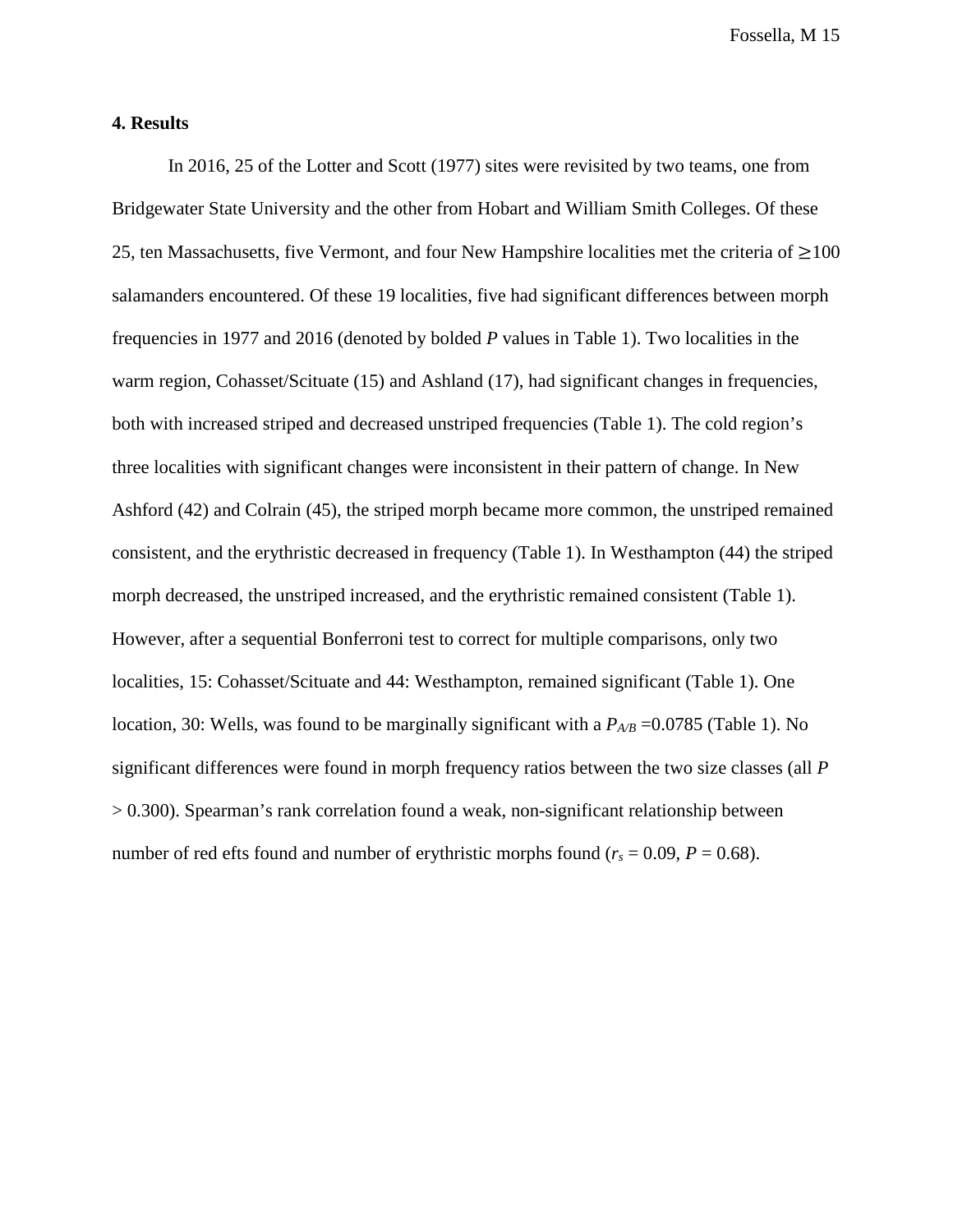## 4. Results

In 2016, 25 of the Lotter and Scott (1977) sites were revisited by two teams, one from Bridgewater State University and the other from Hobart and William Smith Colleges. Of these 25, ten Massachusetts, five Vermont, and four New Hampshire localities met the criteria of ≥100 salamanders encountered. Of these 19 localities, five had significant differences between morph frequencies in 1977 and 2016 (denoted by bolded *P* values in Table 1). Two localities in the warm region, Cohasset/Scituate (15) and Ashland (17), had significant changes in frequencies, both with increased striped and decreased unstriped frequencies (Table 1). The cold region's three localities with significant changes were inconsistent in their pattern of change. In New Ashford (42) and Colrain (45), the striped morph became more common, the unstriped remained consistent, and the erythristic decreased in frequency (Table 1). In Westhampton (44) the striped morph decreased, the unstriped increased, and the erythristic remained consistent (Table 1). However, after a sequential Bonferroni test to correct for multiple comparisons, only two localities, 15: Cohasset/Scituate and 44: Westhampton, remained significant (Table 1). One location, 30: Wells, was found to be marginally significant with a $P_{A/B}$ =0.0785 (Table 1). No significant differences were found in morph frequency ratios between the two size classes (all $P > 0.300$). Spearman's rank correlation found a weak, non-significant relationship between number of red efts found and number of erythristic morphs found ($r_s = 0.09$, $P = 0.68$).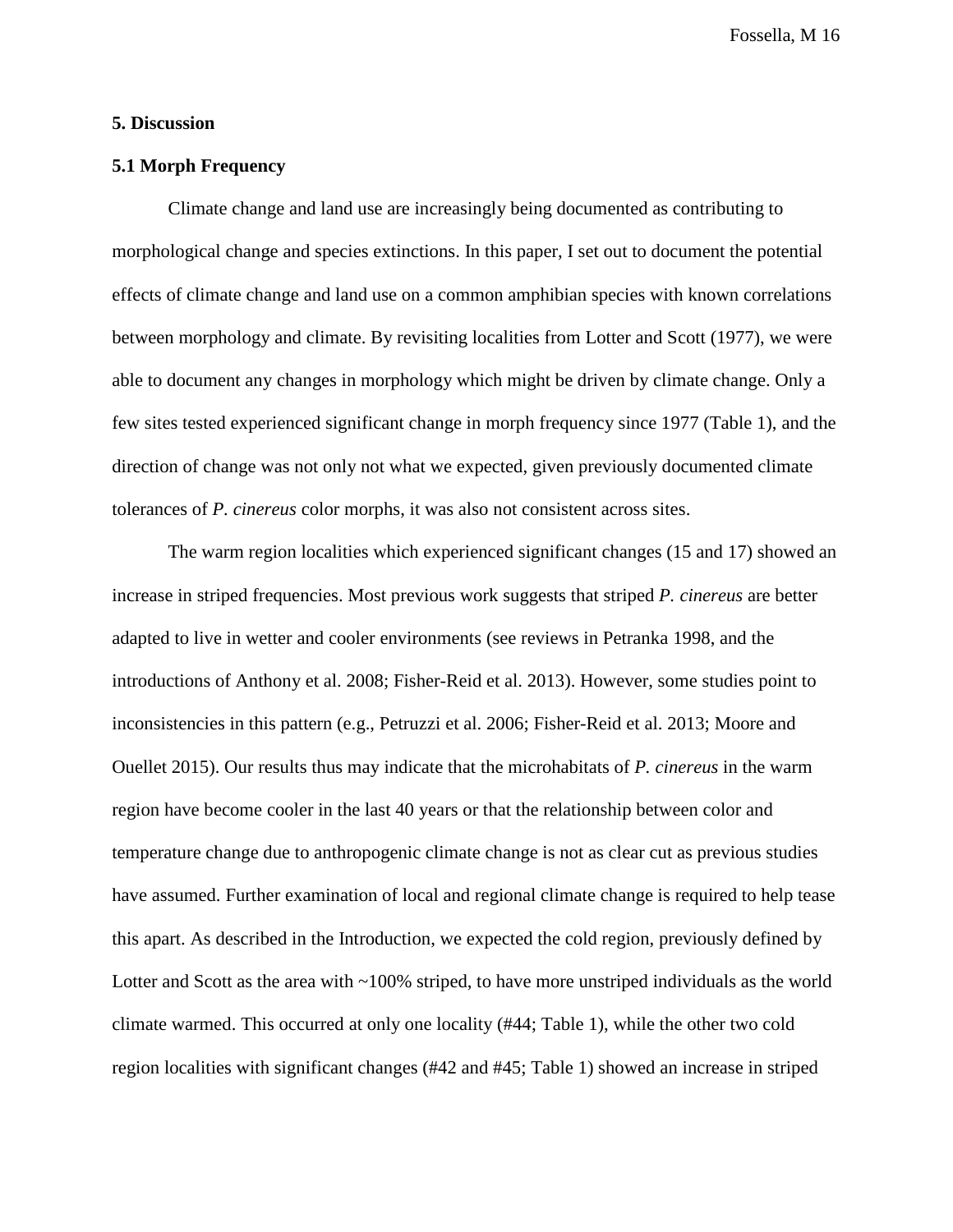## 5. Discussion

### 5.1 Morph Frequency

Climate change and land use are increasingly being documented as contributing to morphological change and species extinctions. In this paper, I set out to document the potential effects of climate change and land use on a common amphibian species with known correlations between morphology and climate. By revisiting localities from Lotter and Scott (1977), we were able to document any changes in morphology which might be driven by climate change. Only a few sites tested experienced significant change in morph frequency since 1977 (Table 1), and the direction of change was not only not what we expected, given previously documented climate tolerances of *P. cinereus* color morphs, it was also not consistent across sites.

The warm region localities which experienced significant changes (15 and 17) showed an increase in striped frequencies. Most previous work suggests that striped *P. cinereus* are better adapted to live in wetter and cooler environments (see reviews in Petranka 1998, and the introductions of Anthony et al. 2008; Fisher-Reid et al. 2013). However, some studies point to inconsistencies in this pattern (e.g., Petruzzi et al. 2006; Fisher-Reid et al. 2013; Moore and Ouellet 2015). Our results thus may indicate that the microhabitats of *P. cinereus* in the warm region have become cooler in the last 40 years or that the relationship between color and temperature change due to anthropogenic climate change is not as clear cut as previous studies have assumed. Further examination of local and regional climate change is required to help tease this apart. As described in the Introduction, we expected the cold region, previously defined by Lotter and Scott as the area with ~100% striped, to have more unstriped individuals as the world climate warmed. This occurred at only one locality (#44; Table 1), while the other two cold region localities with significant changes (#42 and #45; Table 1) showed an increase in striped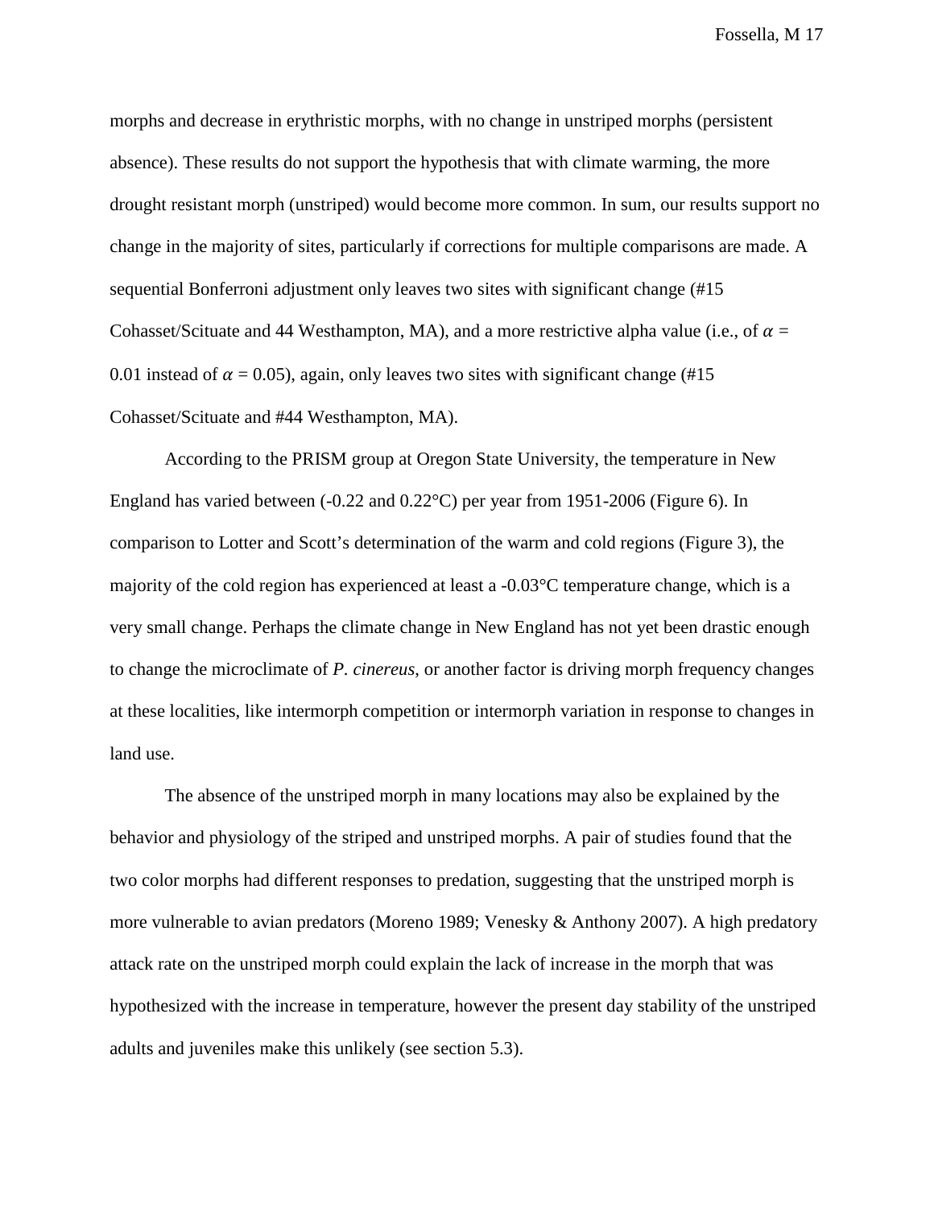morphs and decrease in erythristic morphs, with no change in unstriped morphs (persistent absence). These results do not support the hypothesis that with climate warming, the more drought resistant morph (unstriped) would become more common. In sum, our results support no change in the majority of sites, particularly if corrections for multiple comparisons are made. A sequential Bonferroni adjustment only leaves two sites with significant change (#15 Cohasset/Scituate and 44 Westhampton, MA), and a more restrictive alpha value (i.e., of $\alpha$ = 0.01 instead of $\alpha$ = 0.05), again, only leaves two sites with significant change (#15 Cohasset/Scituate and #44 Westhampton, MA).

According to the PRISM group at Oregon State University, the temperature in New England has varied between (-0.22 and 0.22°C) per year from 1951-2006 (Figure 6). In comparison to Lotter and Scott's determination of the warm and cold regions (Figure 3), the majority of the cold region has experienced at least a -0.03°C temperature change, which is a very small change. Perhaps the climate change in New England has not yet been drastic enough to change the microclimate of *P. cinereus*, or another factor is driving morph frequency changes at these localities, like intermorph competition or intermorph variation in response to changes in land use.

The absence of the unstriped morph in many locations may also be explained by the behavior and physiology of the striped and unstriped morphs. A pair of studies found that the two color morphs had different responses to predation, suggesting that the unstriped morph is more vulnerable to avian predators (Moreno 1989; Venesky & Anthony 2007). A high predatory attack rate on the unstriped morph could explain the lack of increase in the morph that was hypothesized with the increase in temperature, however the present day stability of the unstriped adults and juveniles make this unlikely (see section 5.3).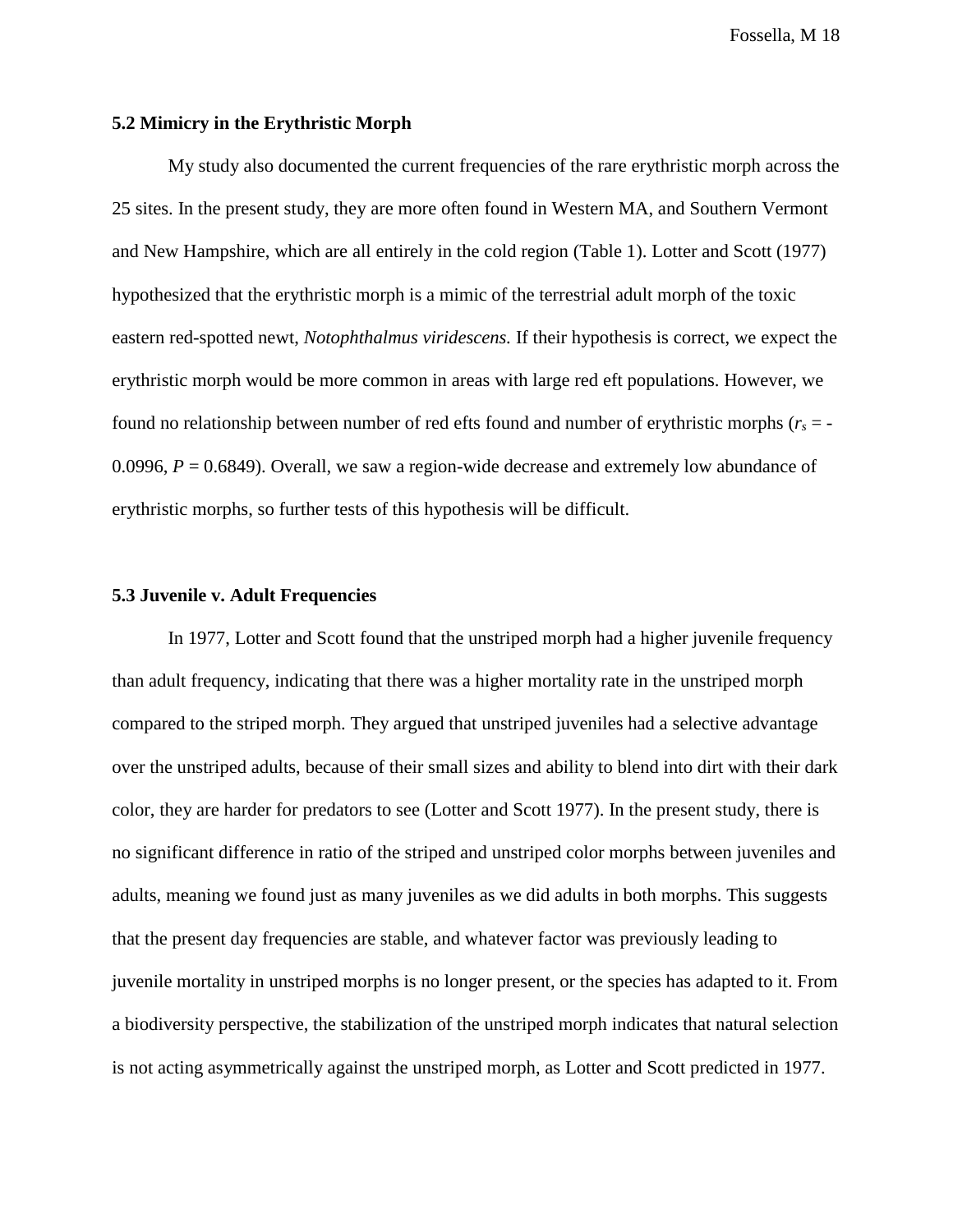### 5.2 Mimicry in the Erythristic Morph

My study also documented the current frequencies of the rare erythristic morph across the 25 sites. In the present study, they are more often found in Western MA, and Southern Vermont and New Hampshire, which are all entirely in the cold region (Table 1). Lotter and Scott (1977) hypothesized that the erythristic morph is a mimic of the terrestrial adult morph of the toxic eastern red-spotted newt, *Notophthalmus viridescens.* If their hypothesis is correct, we expect the erythristic morph would be more common in areas with large red eft populations. However, we found no relationship between number of red efts found and number of erythristic morphs ($r_s = -0.0996$, $P = 0.6849$). Overall, we saw a region-wide decrease and extremely low abundance of erythristic morphs, so further tests of this hypothesis will be difficult.

### 5.3 Juvenile v. Adult Frequencies

In 1977, Lotter and Scott found that the unstriped morph had a higher juvenile frequency than adult frequency, indicating that there was a higher mortality rate in the unstriped morph compared to the striped morph. They argued that unstriped juveniles had a selective advantage over the unstriped adults, because of their small sizes and ability to blend into dirt with their dark color, they are harder for predators to see (Lotter and Scott 1977). In the present study, there is no significant difference in ratio of the striped and unstriped color morphs between juveniles and adults, meaning we found just as many juveniles as we did adults in both morphs. This suggests that the present day frequencies are stable, and whatever factor was previously leading to juvenile mortality in unstriped morphs is no longer present, or the species has adapted to it. From a biodiversity perspective, the stabilization of the unstriped morph indicates that natural selection is not acting asymmetrically against the unstriped morph, as Lotter and Scott predicted in 1977.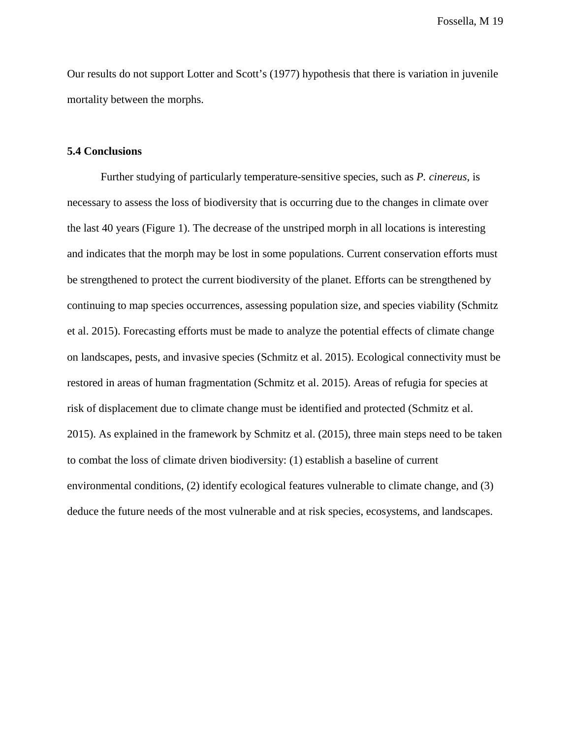Our results do not support Lotter and Scott's (1977) hypothesis that there is variation in juvenile mortality between the morphs.

### 5.4 Conclusions

Further studying of particularly temperature-sensitive species, such as *P. cinereus*, is necessary to assess the loss of biodiversity that is occurring due to the changes in climate over the last 40 years (Figure 1). The decrease of the unstriped morph in all locations is interesting and indicates that the morph may be lost in some populations. Current conservation efforts must be strengthened to protect the current biodiversity of the planet. Efforts can be strengthened by continuing to map species occurrences, assessing population size, and species viability (Schmitz et al. 2015). Forecasting efforts must be made to analyze the potential effects of climate change on landscapes, pests, and invasive species (Schmitz et al. 2015). Ecological connectivity must be restored in areas of human fragmentation (Schmitz et al. 2015). Areas of refugia for species at risk of displacement due to climate change must be identified and protected (Schmitz et al. 2015). As explained in the framework by Schmitz et al. (2015), three main steps need to be taken to combat the loss of climate driven biodiversity: (1) establish a baseline of current environmental conditions, (2) identify ecological features vulnerable to climate change, and (3) deduce the future needs of the most vulnerable and at risk species, ecosystems, and landscapes.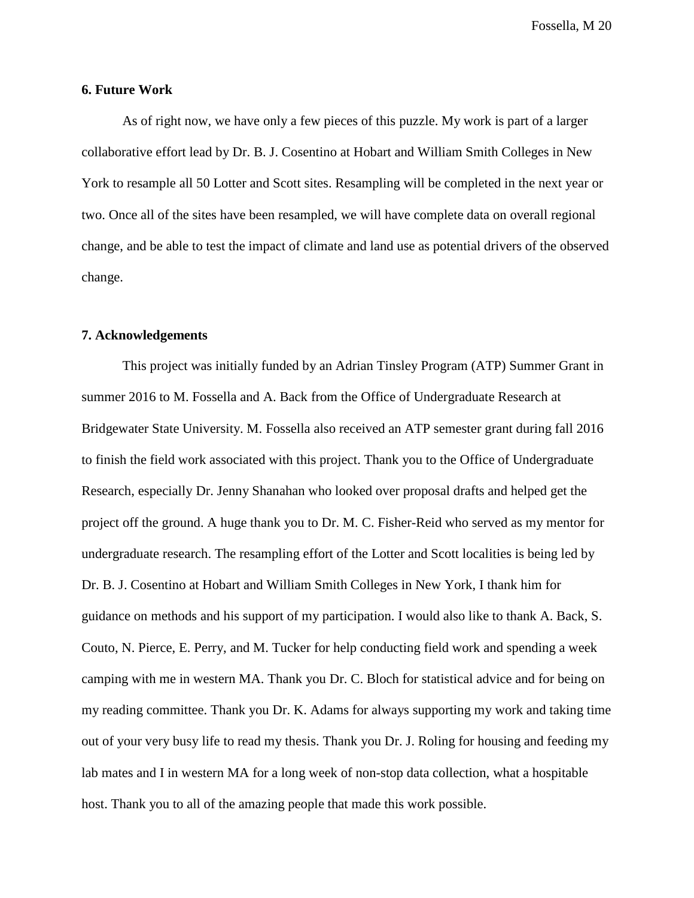## 6. Future Work

As of right now, we have only a few pieces of this puzzle. My work is part of a larger collaborative effort lead by Dr. B. J. Cosentino at Hobart and William Smith Colleges in New York to resample all 50 Lotter and Scott sites. Resampling will be completed in the next year or two. Once all of the sites have been resampled, we will have complete data on overall regional change, and be able to test the impact of climate and land use as potential drivers of the observed change.

## 7. Acknowledgements

This project was initially funded by an Adrian Tinsley Program (ATP) Summer Grant in summer 2016 to M. Fossella and A. Back from the Office of Undergraduate Research at Bridgewater State University. M. Fossella also received an ATP semester grant during fall 2016 to finish the field work associated with this project. Thank you to the Office of Undergraduate Research, especially Dr. Jenny Shanahan who looked over proposal drafts and helped get the project off the ground. A huge thank you to Dr. M. C. Fisher-Reid who served as my mentor for undergraduate research. The resampling effort of the Lotter and Scott localities is being led by Dr. B. J. Cosentino at Hobart and William Smith Colleges in New York, I thank him for guidance on methods and his support of my participation. I would also like to thank A. Back, S. Couto, N. Pierce, E. Perry, and M. Tucker for help conducting field work and spending a week camping with me in western MA. Thank you Dr. C. Bloch for statistical advice and for being on my reading committee. Thank you Dr. K. Adams for always supporting my work and taking time out of your very busy life to read my thesis. Thank you Dr. J. Roling for housing and feeding my lab mates and I in western MA for a long week of non-stop data collection, what a hospitable host. Thank you to all of the amazing people that made this work possible.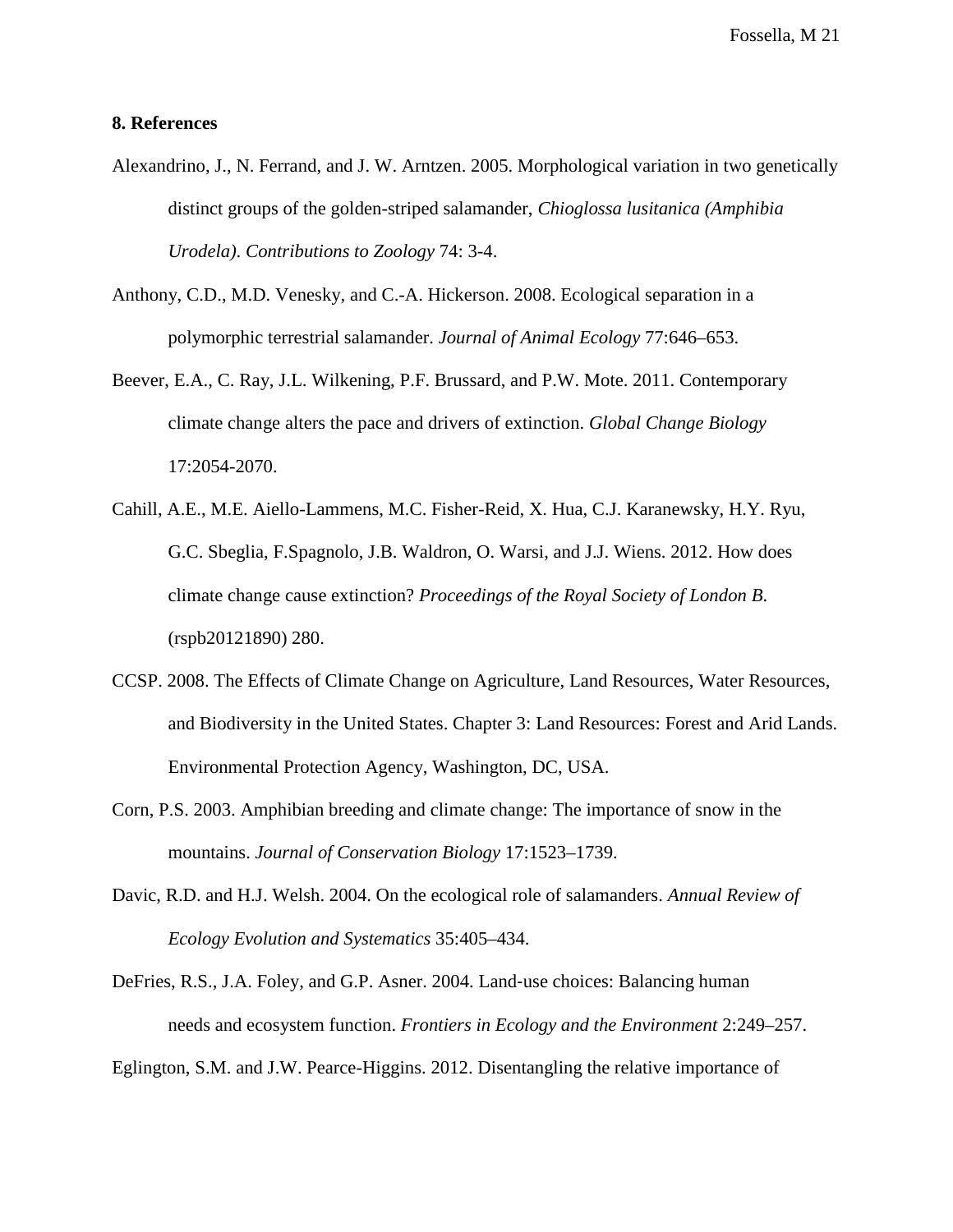**8. References**

Alexandrino, J., N. Ferrand, and J. W. Arntzen. 2005. Morphological variation in two genetically distinct groups of the golden-striped salamander, *Chioglossa lusitanica (Amphibia Urodela)*. *Contributions to Zoology* 74: 3-4.

Anthony, C.D., M.D. Venesky, and C.-A. Hickerson. 2008. Ecological separation in a polymorphic terrestrial salamander. *Journal of Animal Ecology* 77:646–653.

Beever, E.A., C. Ray, J.L. Wilkening, P.F. Brussard, and P.W. Mote. 2011. Contemporary climate change alters the pace and drivers of extinction. *Global Change Biology* 17:2054-2070.

Cahill, A.E., M.E. Aiello-Lammens, M.C. Fisher-Reid, X. Hua, C.J. Karanewsky, H.Y. Ryu, G.C. Sbeglia, F.Spagnolo, J.B. Waldron, O. Warsi, and J.J. Wiens. 2012. How does climate change cause extinction? *Proceedings of the Royal Society of London B.* (rspb20121890) 280.

CCSP. 2008. The Effects of Climate Change on Agriculture, Land Resources, Water Resources, and Biodiversity in the United States. Chapter 3: Land Resources: Forest and Arid Lands. Environmental Protection Agency, Washington, DC, USA.

Corn, P.S. 2003. Amphibian breeding and climate change: The importance of snow in the mountains. *Journal of Conservation Biology* 17:1523–1739.

Davic, R.D. and H.J. Welsh. 2004. On the ecological role of salamanders. *Annual Review of Ecology Evolution and Systematics* 35:405–434.

DeFries, R.S., J.A. Foley, and G.P. Asner. 2004. Land-use choices: Balancing human needs and ecosystem function. *Frontiers in Ecology and the Environment* 2:249–257.

Eglington, S.M. and J.W. Pearce-Higgins. 2012. Disentangling the relative importance of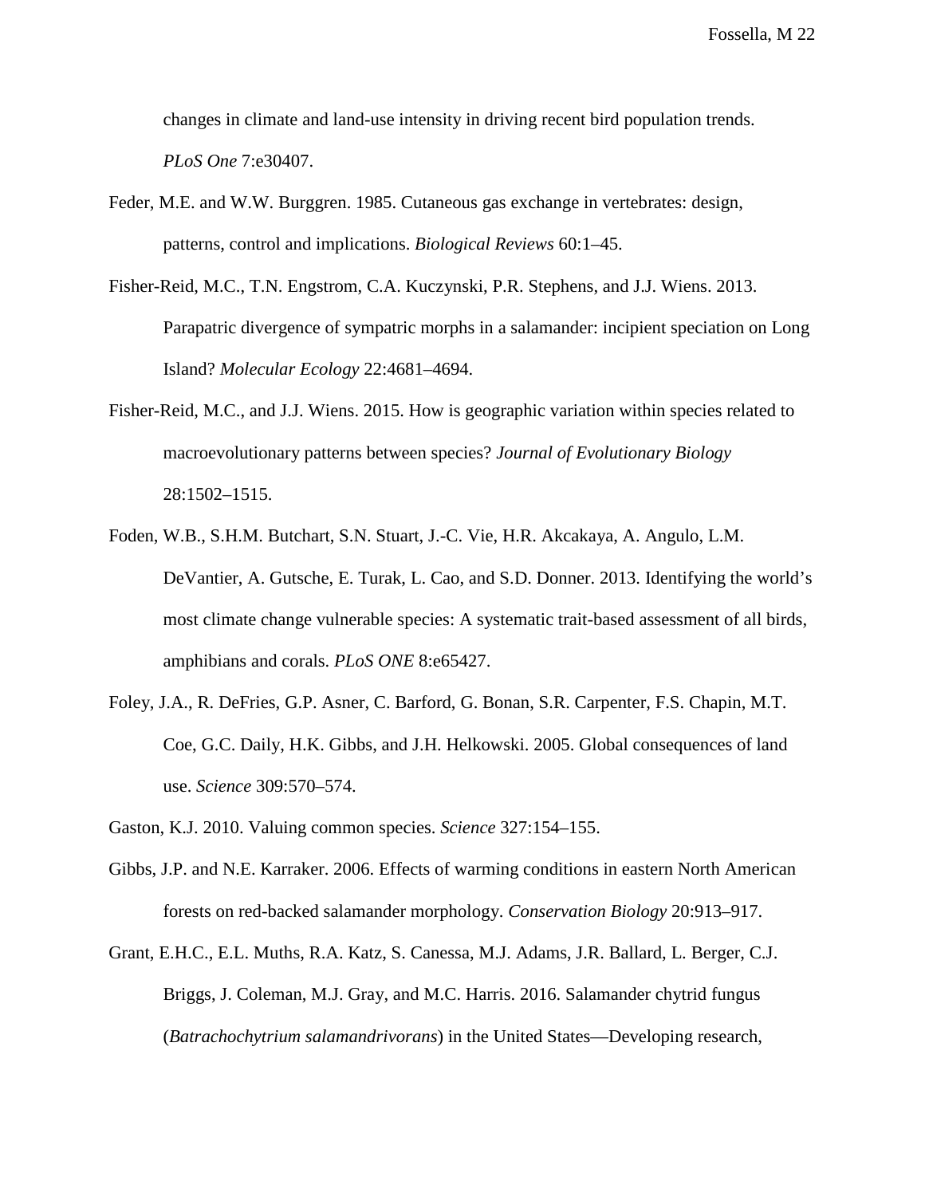changes in climate and land-use intensity in driving recent bird population trends. *PLoS One* 7:e30407.

Feder, M.E. and W.W. Burggren. 1985. Cutaneous gas exchange in vertebrates: design, patterns, control and implications. *Biological Reviews* 60:1–45.

Fisher-Reid, M.C., T.N. Engstrom, C.A. Kuczynski, P.R. Stephens, and J.J. Wiens. 2013. Parapatric divergence of sympatric morphs in a salamander: incipient speciation on Long Island? *Molecular Ecology* 22:4681–4694.

Fisher-Reid, M.C., and J.J. Wiens. 2015. How is geographic variation within species related to macroevolutionary patterns between species? *Journal of Evolutionary Biology* 28:1502–1515.

Foden, W.B., S.H.M. Butchart, S.N. Stuart, J.-C. Vie, H.R. Akcakaya, A. Angulo, L.M. DeVantier, A. Gutsche, E. Turak, L. Cao, and S.D. Donner. 2013. Identifying the world's most climate change vulnerable species: A systematic trait-based assessment of all birds, amphibians and corals. *PLoS ONE* 8:e65427.

Foley, J.A., R. DeFries, G.P. Asner, C. Barford, G. Bonan, S.R. Carpenter, F.S. Chapin, M.T. Coe, G.C. Daily, H.K. Gibbs, and J.H. Helkowski. 2005. Global consequences of land use. *Science* 309:570–574.

Gaston, K.J. 2010. Valuing common species. *Science* 327:154–155.

Gibbs, J.P. and N.E. Karraker. 2006. Effects of warming conditions in eastern North American forests on red-backed salamander morphology. *Conservation Biology* 20:913–917.

Grant, E.H.C., E.L. Muths, R.A. Katz, S. Canessa, M.J. Adams, J.R. Ballard, L. Berger, C.J. Briggs, J. Coleman, M.J. Gray, and M.C. Harris. 2016. Salamander chytrid fungus (*Batrachochytrium salamandrivorans*) in the United States—Developing research,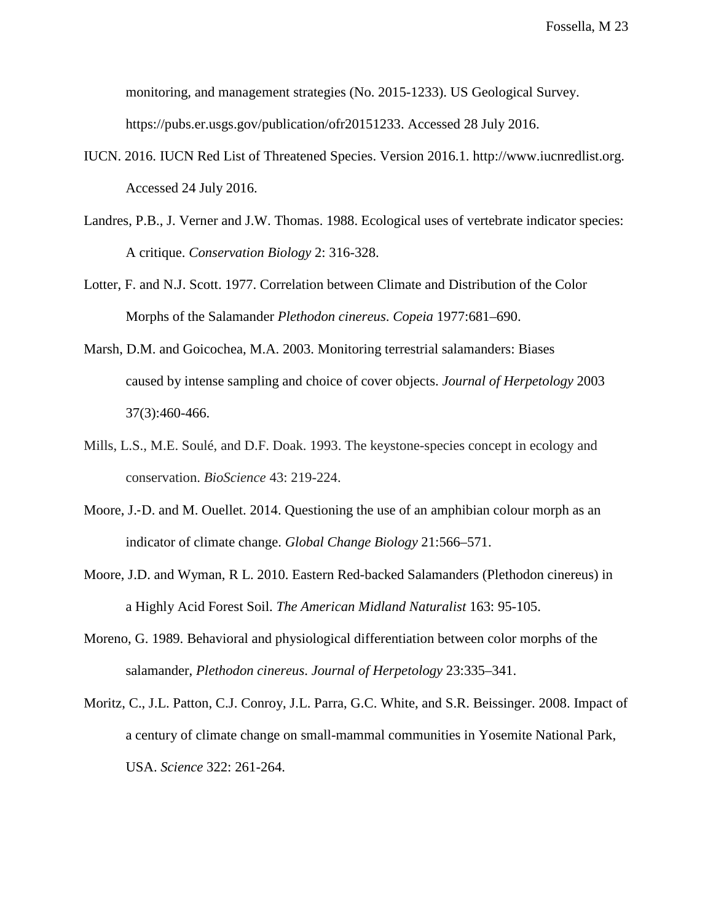monitoring, and management strategies (No. 2015-1233). US Geological Survey. https://pubs.er.usgs.gov/publication/ofr20151233. Accessed 28 July 2016.

IUCN. 2016. IUCN Red List of Threatened Species. Version 2016.1. http://www.iucnredlist.org. Accessed 24 July 2016.

Landres, P.B., J. Verner and J.W. Thomas. 1988. Ecological uses of vertebrate indicator species: A critique. *Conservation Biology* 2: 316-328.

Lotter, F. and N.J. Scott. 1977. Correlation between Climate and Distribution of the Color Morphs of the Salamander *Plethodon cinereus*. *Copeia* 1977:681–690.

Marsh, D.M. and Goicochea, M.A. 2003. Monitoring terrestrial salamanders: Biases caused by intense sampling and choice of cover objects. *Journal of Herpetology* 2003 37(3):460-466.

Mills, L.S., M.E. Soulé, and D.F. Doak. 1993. The keystone-species concept in ecology and conservation. *BioScience* 43: 219-224.

Moore, J.-D. and M. Ouellet. 2014. Questioning the use of an amphibian colour morph as an indicator of climate change. *Global Change Biology* 21:566–571.

Moore, J.D. and Wyman, R L. 2010. Eastern Red-backed Salamanders (Plethodon cinereus) in a Highly Acid Forest Soil. *The American Midland Naturalist* 163: 95-105.

Moreno, G. 1989. Behavioral and physiological differentiation between color morphs of the salamander, *Plethodon cinereus*. *Journal of Herpetology* 23:335–341.

Moritz, C., J.L. Patton, C.J. Conroy, J.L. Parra, G.C. White, and S.R. Beissinger. 2008. Impact of a century of climate change on small-mammal communities in Yosemite National Park, USA. *Science* 322: 261-264.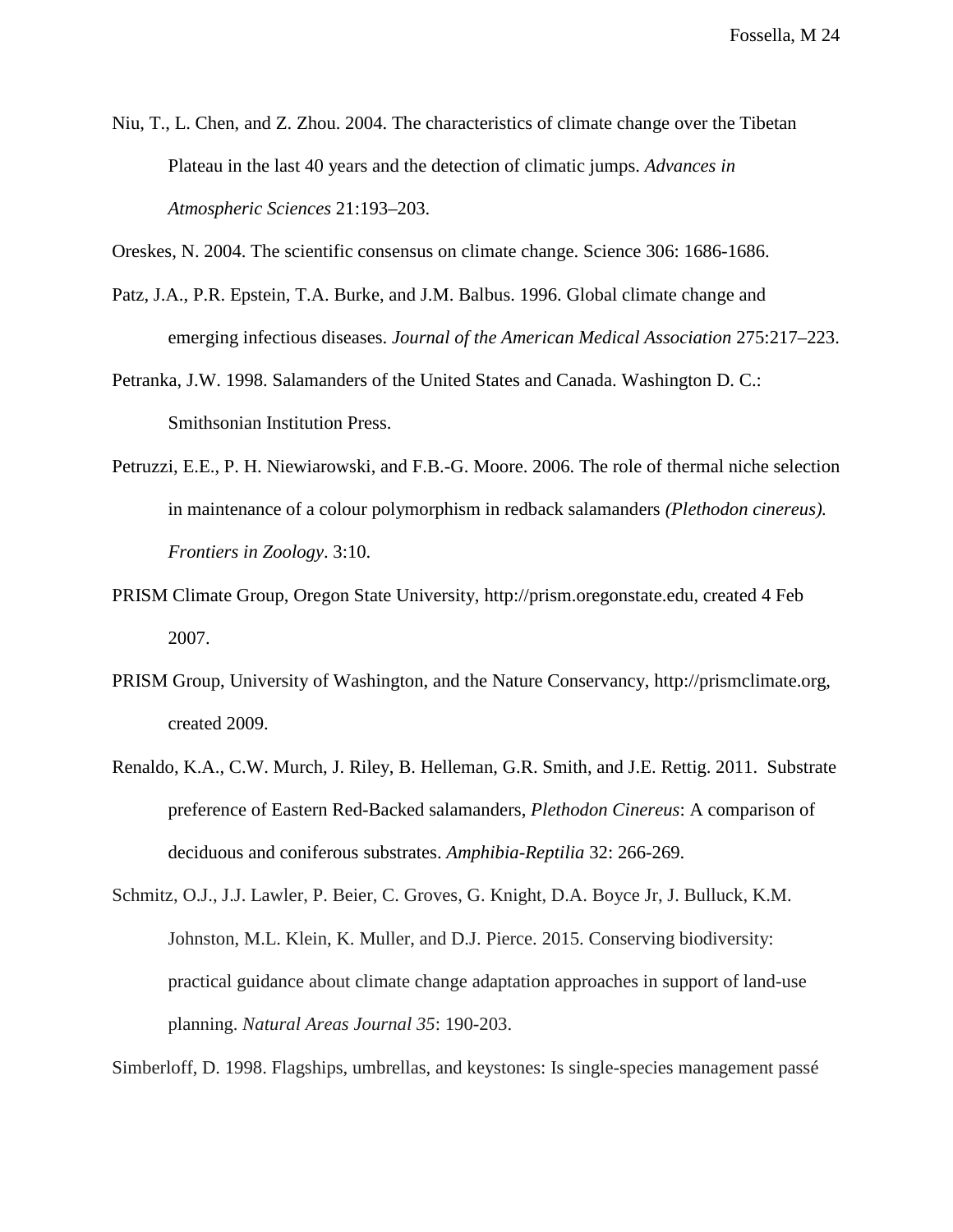Niu, T., L. Chen, and Z. Zhou. 2004. The characteristics of climate change over the Tibetan Plateau in the last 40 years and the detection of climatic jumps. *Advances in Atmospheric Sciences* 21:193–203.

Oreskes, N. 2004. The scientific consensus on climate change. Science 306: 1686-1686.

Patz, J.A., P.R. Epstein, T.A. Burke, and J.M. Balbus. 1996. Global climate change and emerging infectious diseases. *Journal of the American Medical Association* 275:217–223.

Petranka, J.W. 1998. Salamanders of the United States and Canada. Washington D. C.: Smithsonian Institution Press.

Petruzzi, E.E., P. H. Niewiarowski, and F.B.-G. Moore. 2006. The role of thermal niche selection in maintenance of a colour polymorphism in redback salamanders *(Plethodon cinereus). Frontiers in Zoology*. 3:10.

PRISM Climate Group, Oregon State University, http://prism.oregonstate.edu, created 4 Feb 2007.

PRISM Group, University of Washington, and the Nature Conservancy, http://prismclimate.org, created 2009.

Renaldo, K.A., C.W. Murch, J. Riley, B. Helleman, G.R. Smith, and J.E. Rettig. 2011. Substrate preference of Eastern Red-Backed salamanders, *Plethodon Cinereus*: A comparison of deciduous and coniferous substrates. *Amphibia-Reptilia* 32: 266-269.

Schmitz, O.J., J.J. Lawler, P. Beier, C. Groves, G. Knight, D.A. Boyce Jr, J. Bulluck, K.M. Johnston, M.L. Klein, K. Muller, and D.J. Pierce. 2015. Conserving biodiversity: practical guidance about climate change adaptation approaches in support of land-use planning. *Natural Areas Journal 35*: 190-203.

Simberloff, D. 1998. Flagships, umbrellas, and keystones: Is single-species management passé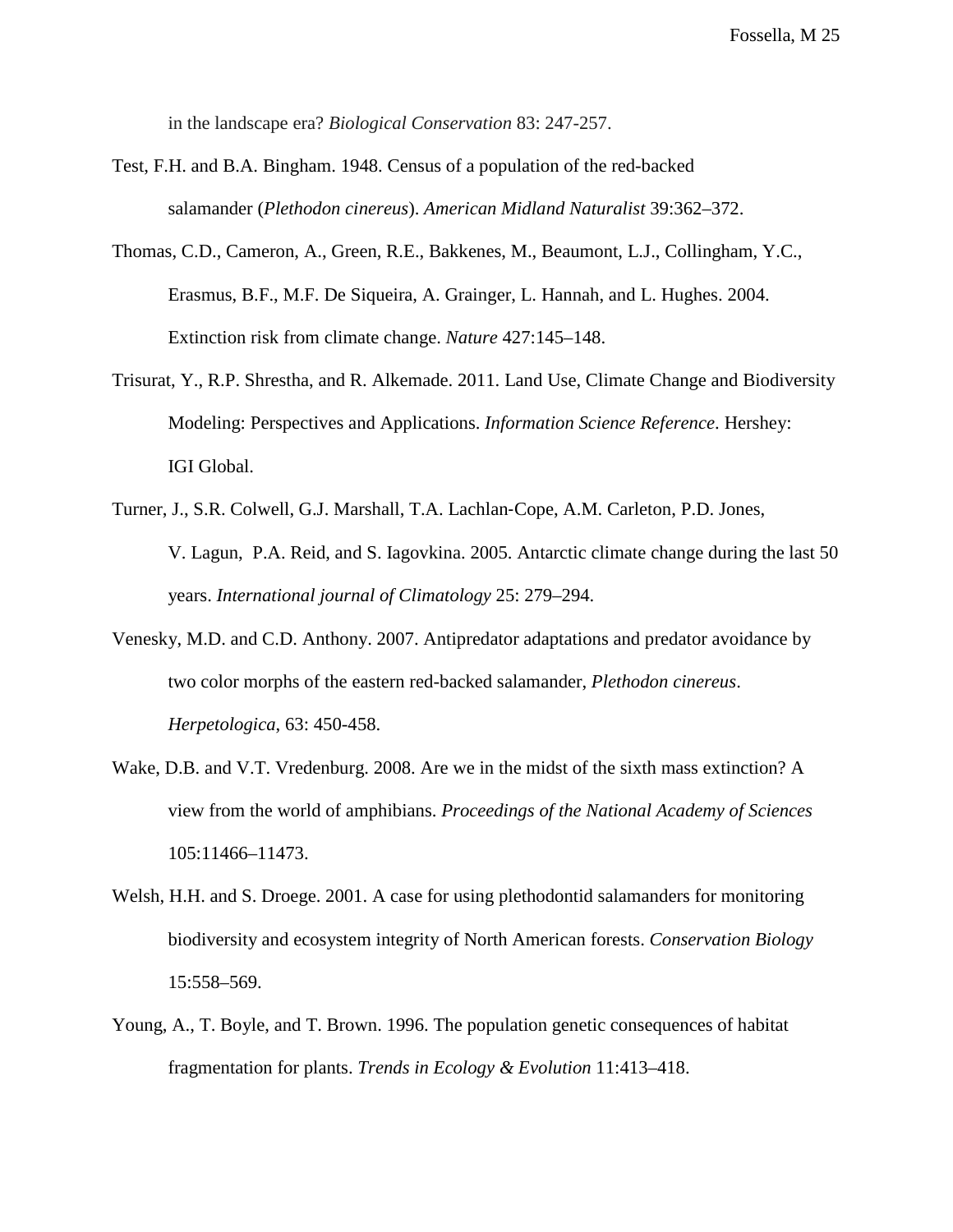in the landscape era? *Biological Conservation* 83: 247-257.

Test, F.H. and B.A. Bingham. 1948. Census of a population of the red-backed salamander (*Plethodon cinereus*). *American Midland Naturalist* 39:362–372.

Thomas, C.D., Cameron, A., Green, R.E., Bakkenes, M., Beaumont, L.J., Collingham, Y.C., Erasmus, B.F., M.F. De Siqueira, A. Grainger, L. Hannah, and L. Hughes. 2004. Extinction risk from climate change. *Nature* 427:145–148.

Trisurat, Y., R.P. Shrestha, and R. Alkemade. 2011. Land Use, Climate Change and Biodiversity Modeling: Perspectives and Applications. *Information Science Reference*. Hershey: IGI Global.

Turner, J., S.R. Colwell, G.J. Marshall, T.A. Lachlan-Cope, A.M. Carleton, P.D. Jones, V. Lagun, P.A. Reid, and S. Iagovkina. 2005. Antarctic climate change during the last 50 years. *International journal of Climatology* 25: 279–294.

Venesky, M.D. and C.D. Anthony. 2007. Antipredator adaptations and predator avoidance by two color morphs of the eastern red-backed salamander, *Plethodon cinereus*. *Herpetologica*, 63: 450-458.

Wake, D.B. and V.T. Vredenburg. 2008. Are we in the midst of the sixth mass extinction? A view from the world of amphibians. *Proceedings of the National Academy of Sciences* 105:11466–11473.

Welsh, H.H. and S. Droege. 2001. A case for using plethodontid salamanders for monitoring biodiversity and ecosystem integrity of North American forests. *Conservation Biology* 15:558–569.

Young, A., T. Boyle, and T. Brown. 1996. The population genetic consequences of habitat fragmentation for plants. *Trends in Ecology & Evolution* 11:413–418.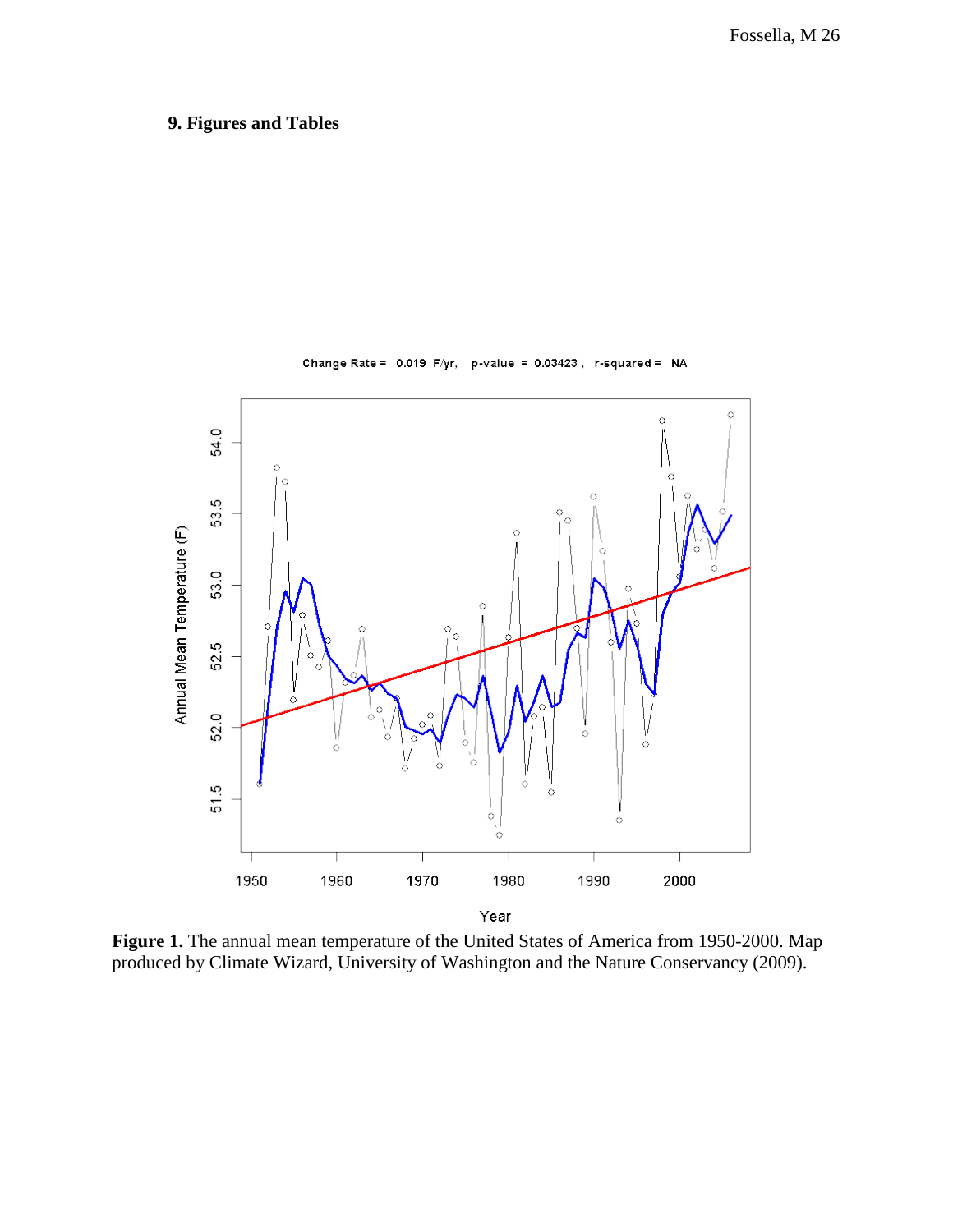## 9. Figures and Tables

**Figure 1.** The annual mean temperature of the United States of America from 1950-2000. Map produced by Climate Wizard, University of Washington and the Nature Conservancy (2009).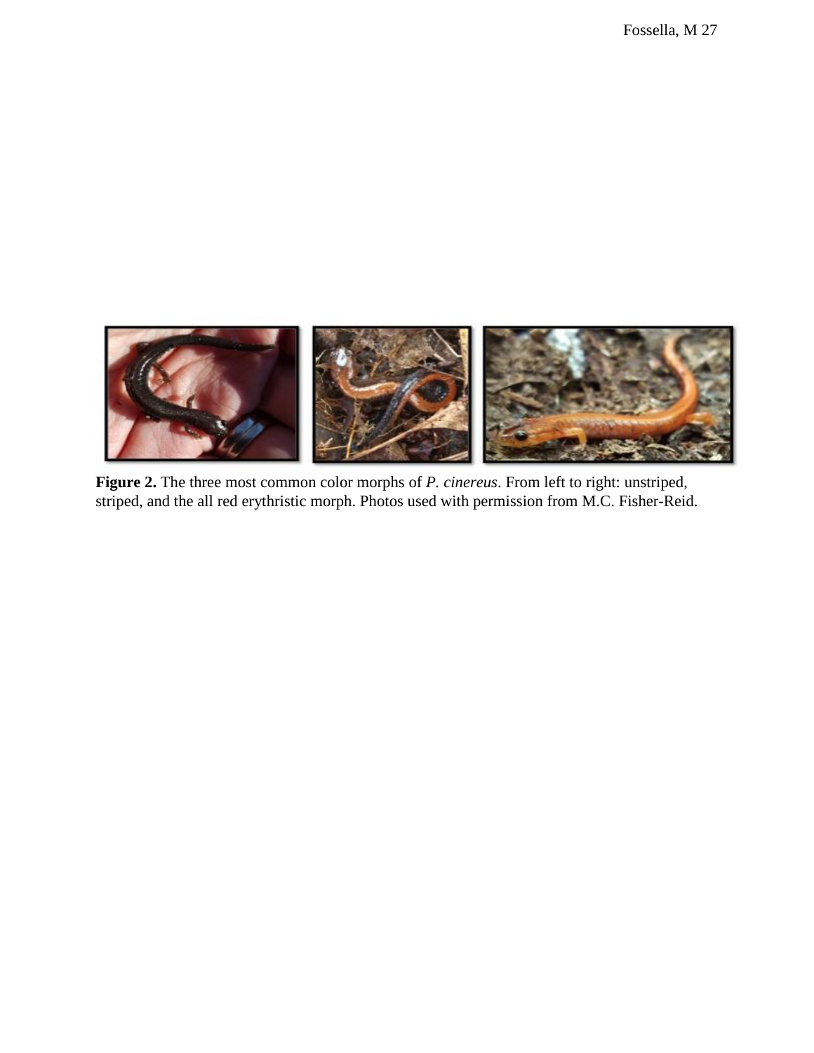**Figure 2.** The three most common color morphs of *P. cinereus*. From left to right: unstriped, striped, and the all red erythristic morph. Photos used with permission from M.C. Fisher-Reid.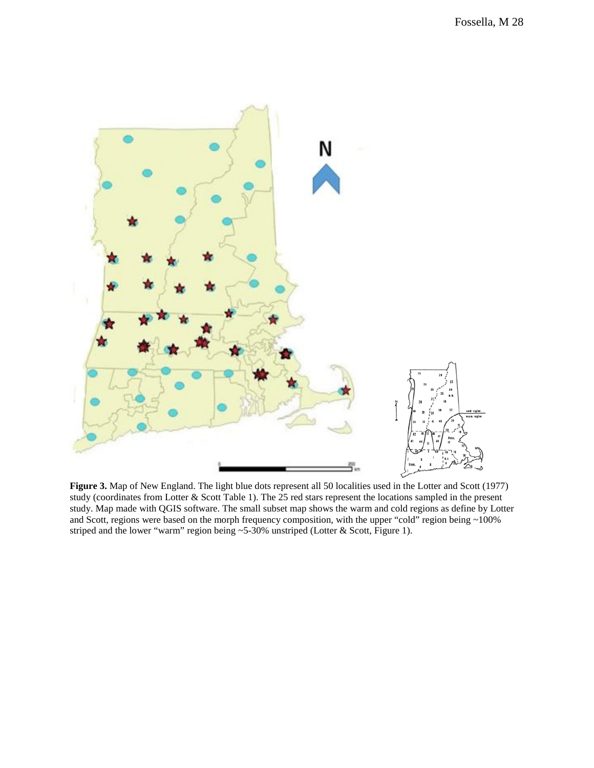**Figure 3.** Map of New England. The light blue dots represent all 50 localities used in the Lotter and Scott (1977) study (coordinates from Lotter & Scott Table 1). The 25 red stars represent the locations sampled in the present study. Map made with QGIS software. The small subset map shows the warm and cold regions as define by Lotter and Scott, regions were based on the morph frequency composition, with the upper "cold" region being ~100% striped and the lower "warm" region being ~5-30% unstriped (Lotter & Scott, Figure 1).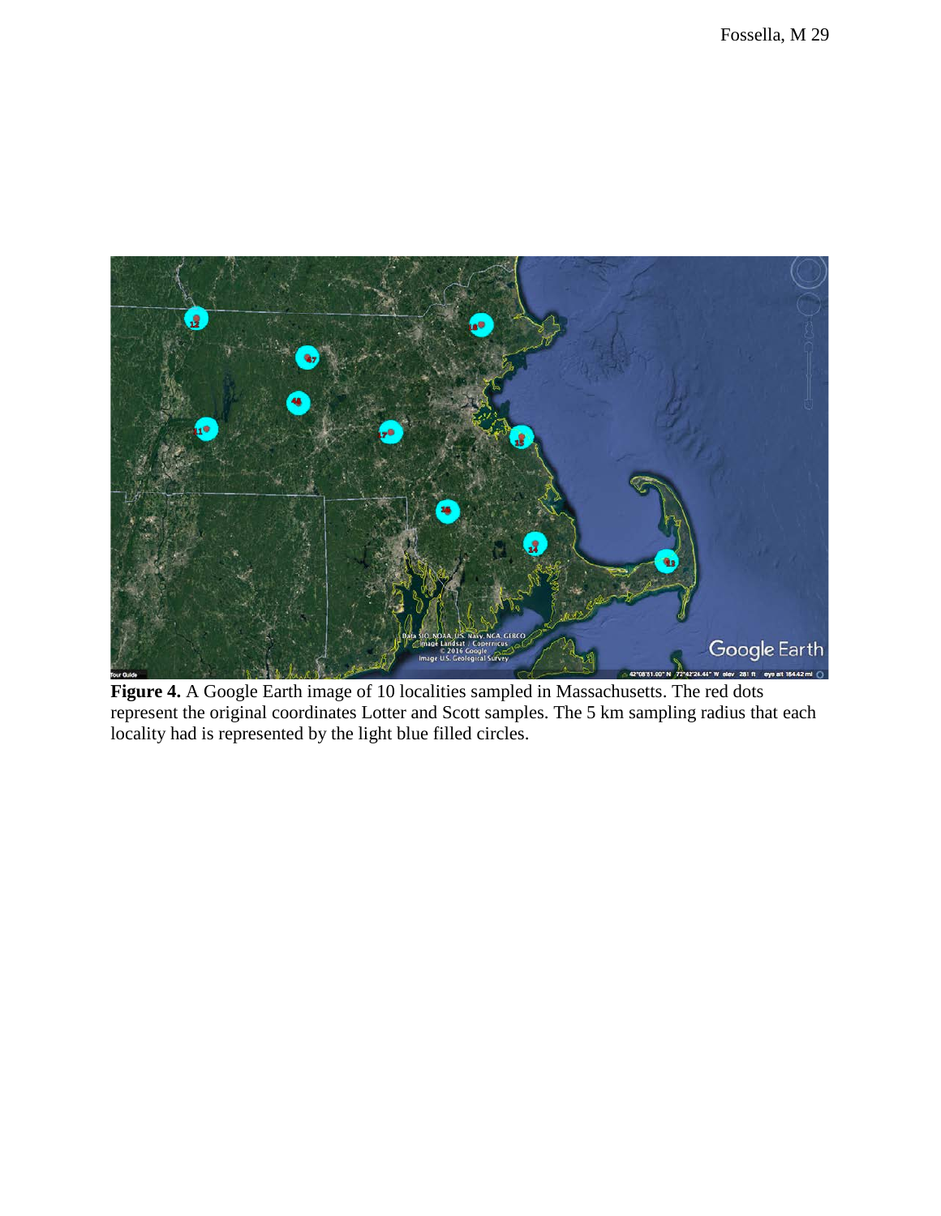**Figure 4.** A Google Earth image of 10 localities sampled in Massachusetts. The red dots represent the original coordinates Lotter and Scott samples. The 5 km sampling radius that each locality had is represented by the light blue filled circles.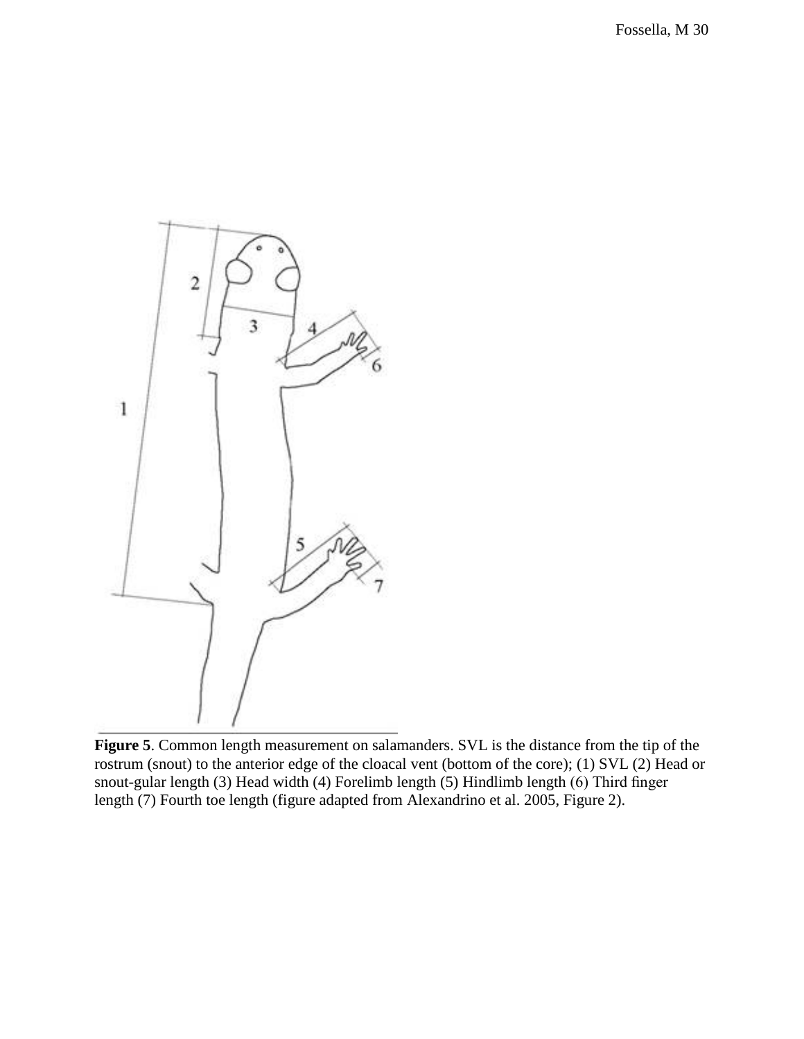**Figure 5**. Common length measurement on salamanders. SVL is the distance from the tip of the rostrum (snout) to the anterior edge of the cloacal vent (bottom of the core); (1) SVL (2) Head or snout-gular length (3) Head width (4) Forelimb length (5) Hindlimb length (6) Third finger length (7) Fourth toe length (figure adapted from Alexandrino et al. 2005, Figure 2).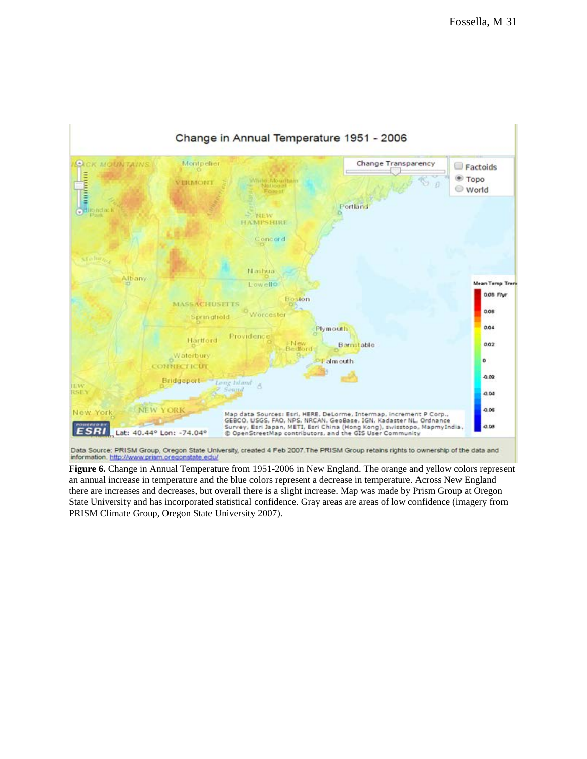**Figure 6.** Change in Annual Temperature from 1951-2006 in New England. The orange and yellow colors represent an annual increase in temperature and the blue colors represent a decrease in temperature. Across New England there are increases and decreases, but overall there is a slight increase. Map was made by Prism Group at Oregon State University and has incorporated statistical confidence. Gray areas are areas of low confidence (imagery from PRISM Climate Group, Oregon State University 2007).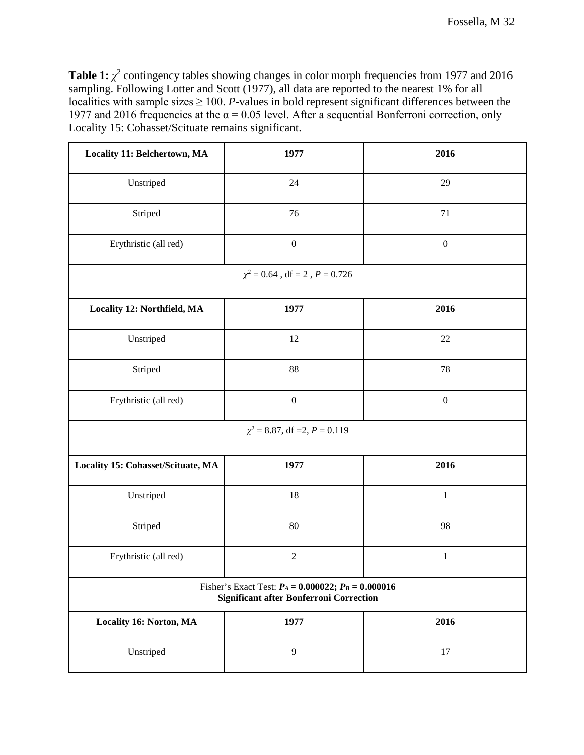**Table 1:** $\chi^2$ contingency tables showing changes in color morph frequencies from 1977 and 2016 sampling. Following Lotter and Scott (1977), all data are reported to the nearest 1% for all localities with sample sizes ≥ 100. *P*-values in bold represent significant differences between the 1977 and 2016 frequencies at the α = 0.05 level. After a sequential Bonferroni correction, only Locality 15: Cohasset/Scituate remains significant.

| **Locality 11: Belchertown, MA** | **1977** | **2016** |
|---|---|---|
| Unstriped | 24 | 29 |
| Striped | 76 | 71 |
| Erythristic (all red) | 0 | 0 |
| $\chi^2$ = 0.64 , df = 2 , $P$ = 0.726 | | |
| **Locality 12: Northfield, MA** | **1977** | **2016** |
| Unstriped | 12 | 22 |
| Striped | 88 | 78 |
| Erythristic (all red) | 0 | 0 |
| $\chi^2$ = 8.87, df =2, $P$ = 0.119 | | |
| **Locality 15: Cohasset/Scituate, MA** | **1977** | **2016** |
| Unstriped | 18 | 1 |
| Striped | 80 | 98 |
| Erythristic (all red) | 2 | 1 |
| Fisher's Exact Test: $\mathbf{P_A = 0.000022}$; $\mathbf{P_B = 0.000016}$ **Significant after Bonferroni Correction** | | |
| **Locality 16: Norton, MA** | **1977** | **2016** |
| Unstriped | 9 | 17 |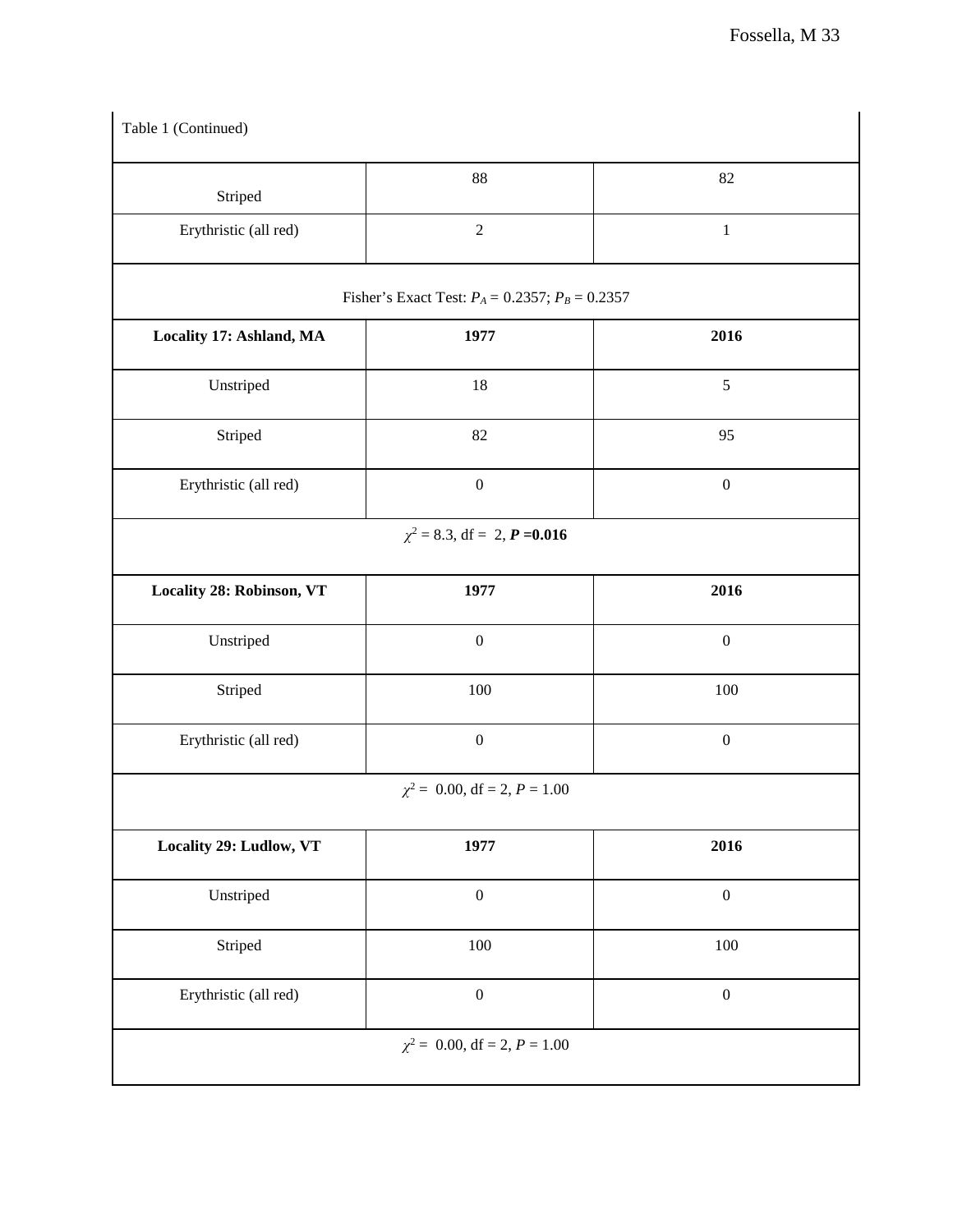Table 1 (Continued)

| | | |
|---|---|---|
| Striped | 88 | 82 |
| Erythristic (all red) | 2 | 1 |
| Fisher's Exact Test: $P_A = 0.2357$; $P_B = 0.2357$ | | |
| **Locality 17: Ashland, MA** | **1977** | **2016** |
| Unstriped | 18 | 5 |
| Striped | 82 | 95 |
| Erythristic (all red) | 0 | 0 |
| $\chi^2 = 8.3$, df = 2, $\boldsymbol{P} = \mathbf{0.016}$ | | |
| **Locality 28: Robinson, VT** | **1977** | **2016** |
| Unstriped | 0 | 0 |
| Striped | 100 | 100 |
| Erythristic (all red) | 0 | 0 |
| $\chi^2 = 0.00$, df = 2, $P = 1.00$ | | |
| **Locality 29: Ludlow, VT** | **1977** | **2016** |
| Unstriped | 0 | 0 |
| Striped | 100 | 100 |
| Erythristic (all red) | 0 | 0 |
| $\chi^2 = 0.00$, df = 2, $P = 1.00$ | | |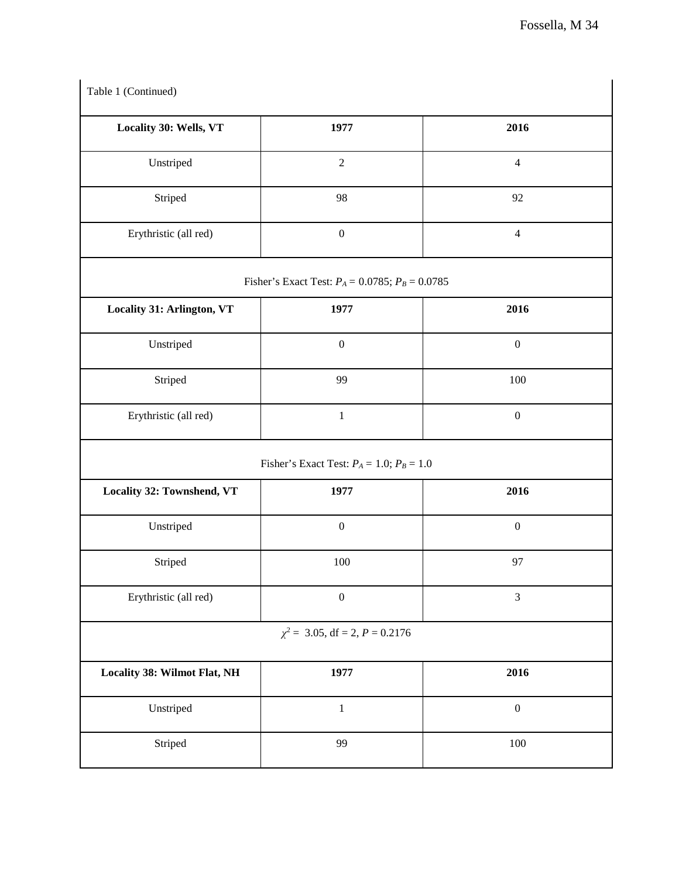Table 1 (Continued)

| Locality 30: Wells, VT | 1977 | 2016 |
|---|---|---|
| Unstriped | 2 | 4 |
| Striped | 98 | 92 |
| Erythristic (all red) | 0 | 4 |
| Fisher's Exact Test: $P_A = 0.0785$; $P_B = 0.0785$ | | |
| **Locality 31: Arlington, VT** | **1977** | **2016** |
| Unstriped | 0 | 0 |
| Striped | 99 | 100 |
| Erythristic (all red) | 1 | 0 |
| Fisher's Exact Test: $P_A = 1.0$; $P_B = 1.0$ | | |
| **Locality 32: Townshend, VT** | **1977** | **2016** |
| Unstriped | 0 | 0 |
| Striped | 100 | 97 |
| Erythristic (all red) | 0 | 3 |
| $\chi^2 = 3.05$, df = 2, $P = 0.2176$ | | |
| **Locality 38: Wilmot Flat, NH** | **1977** | **2016** |
| Unstriped | 1 | 0 |
| Striped | 99 | 100 |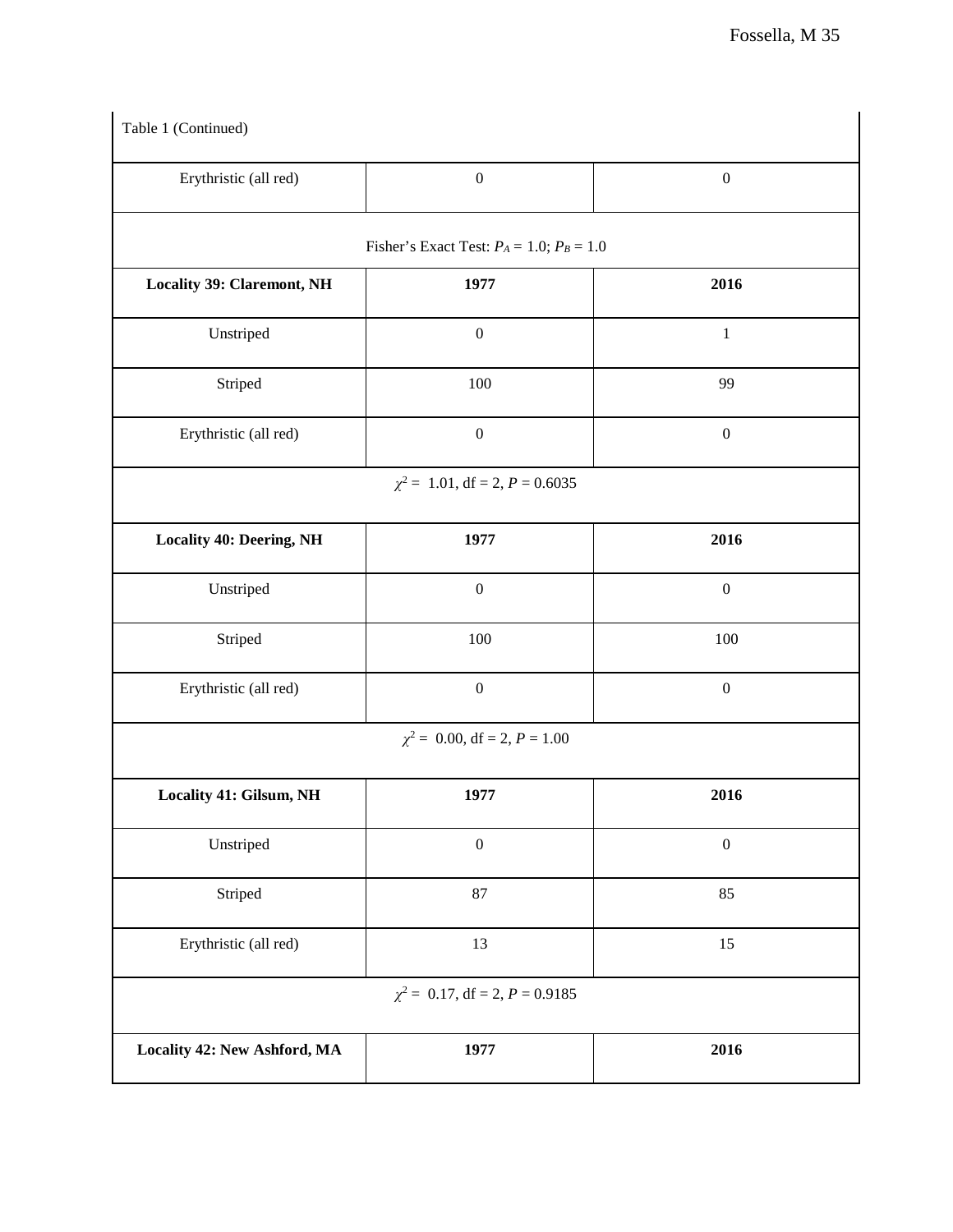Table 1 (Continued)

| | | |
|---|---|---|
| Erythristic (all red) | 0 | 0 |
| Fisher's Exact Test: $P_A = 1.0$; $P_B = 1.0$ | | |
| **Locality 39: Claremont, NH** | **1977** | **2016** |
| Unstriped | 0 | 1 |
| Striped | 100 | 99 |
| Erythristic (all red) | 0 | 0 |
| $\chi^2 =$ 1.01, df = 2, $P = 0.6035$ | | |
| **Locality 40: Deering, NH** | **1977** | **2016** |
| Unstriped | 0 | 0 |
| Striped | 100 | 100 |
| Erythristic (all red) | 0 | 0 |
| $\chi^2 =$ 0.00, df = 2, $P = 1.00$ | | |
| **Locality 41: Gilsum, NH** | **1977** | **2016** |
| Unstriped | 0 | 0 |
| Striped | 87 | 85 |
| Erythristic (all red) | 13 | 15 |
| $\chi^2 =$ 0.17, df = 2, $P = 0.9185$ | | |
| **Locality 42: New Ashford, MA** | **1977** | **2016** |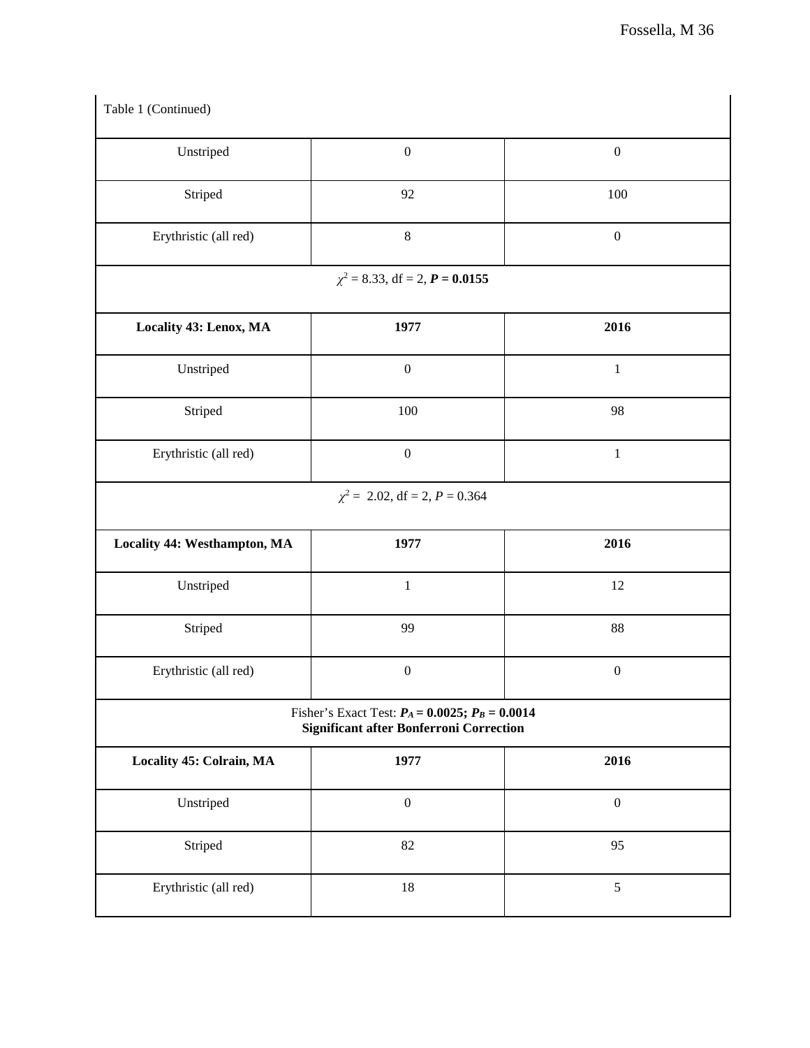Table 1 (Continued)

| | | |
|---|---|---|
| Unstriped | 0 | 0 |
| Striped | 92 | 100 |
| Erythristic (all red) | 8 | 0 |
| $\chi^2$ = 8.33, df = 2, $\boldsymbol{P}$ **= 0.0155** | | |
| **Locality 43: Lenox, MA** | **1977** | **2016** |
| Unstriped | 0 | 1 |
| Striped | 100 | 98 |
| Erythristic (all red) | 0 | 1 |
| $\chi^2$ = 2.02, df = 2, $P$ = 0.364 | | |
| **Locality 44: Westhampton, MA** | **1977** | **2016** |
| Unstriped | 1 | 12 |
| Striped | 99 | 88 |
| Erythristic (all red) | 0 | 0 |
| Fisher's Exact Test: $\boldsymbol{P_A}$ **= 0.0025;** $\boldsymbol{P_B}$ **= 0.0014** **Significant after Bonferroni Correction** | | |
| **Locality 45: Colrain, MA** | **1977** | **2016** |
| Unstriped | 0 | 0 |
| Striped | 82 | 95 |
| Erythristic (all red) | 18 | 5 |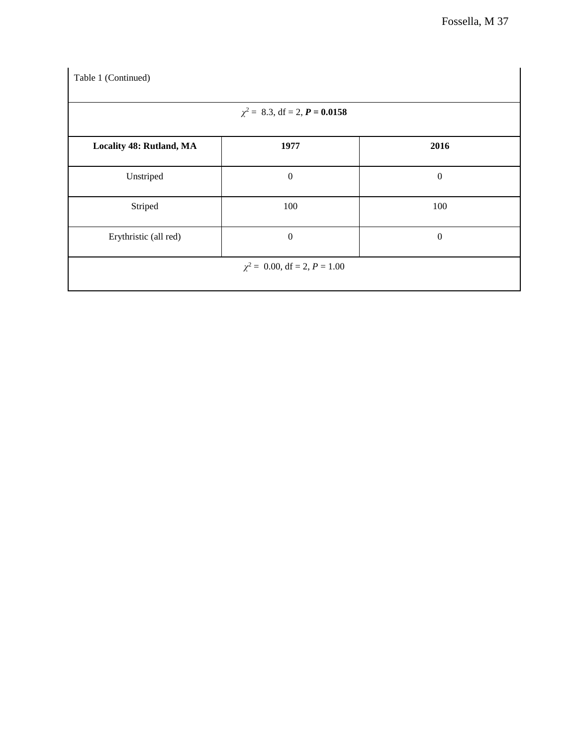Table 1 (Continued)

$\chi^2$ = 8.3, df = 2, ***P* = 0.0158**

| **Locality 48: Rutland, MA** | **1977** | **2016** |
| --- | --- | --- |
| Unstriped | 0 | 0 |
| Striped | 100 | 100 |
| Erythristic (all red) | 0 | 0 |

$\chi^2$ = 0.00, df = 2, *P* = 1.00